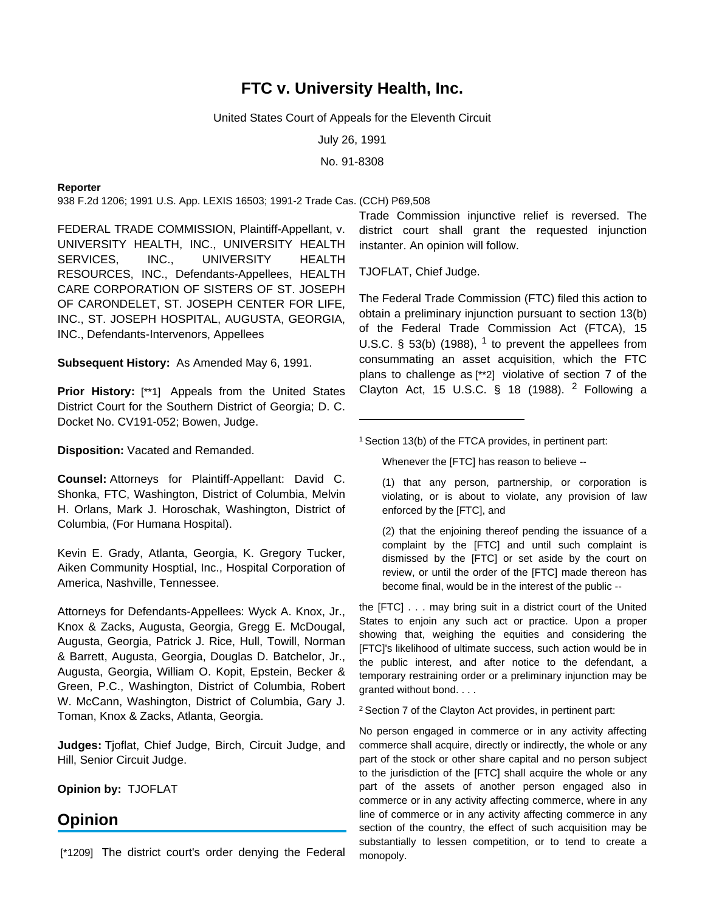# FTC v. University Health, Inc.

United States Court of Appeals for the Eleventh Circuit

July 26, 1991

No. 91-8308

**Reporter**

938 F.2d 1206; 1991 U.S. App. LEXIS 16503; 1991-2 Trade Cas. (CCH) P69,508

FEDERAL TRADE COMMISSION, Plaintiff-Appellant, v. UNIVERSITY HEALTH, INC., UNIVERSITY HEALTH SERVICES, INC., UNIVERSITY HEALTH RESOURCES, INC., Defendants-Appellees, HEALTH CARE CORPORATION OF SISTERS OF ST. JOSEPH OF CARONDELET, ST. JOSEPH CENTER FOR LIFE, INC., ST. JOSEPH HOSPITAL, AUGUSTA, GEORGIA, INC., Defendants-Intervenors, Appellees

**Subsequent History:** As Amended May 6, 1991.

**Prior History:** [**1] Appeals from the United States District Court for the Southern District of Georgia; D. C. Docket No. CV191-052; Bowen, Judge.

**Disposition:** Vacated and Remanded.

**Counsel:** Attorneys for Plaintiff-Appellant: David C. Shonka, FTC, Washington, District of Columbia, Melvin H. Orlans, Mark J. Horoschak, Washington, District of Columbia, (For Humana Hospital).

Kevin E. Grady, Atlanta, Georgia, K. Gregory Tucker, Aiken Community Hosptial, Inc., Hospital Corporation of America, Nashville, Tennessee.

Attorneys for Defendants-Appellees: Wyck A. Knox, Jr., Knox & Zacks, Augusta, Georgia, Gregg E. McDougal, Augusta, Georgia, Patrick J. Rice, Hull, Towill, Norman & Barrett, Augusta, Georgia, Douglas D. Batchelor, Jr., Augusta, Georgia, William O. Kopit, Epstein, Becker & Green, P.C., Washington, District of Columbia, Robert W. McCann, Washington, District of Columbia, Gary J. Toman, Knox & Zacks, Atlanta, Georgia.

**Judges:** Tjoflat, Chief Judge, Birch, Circuit Judge, and Hill, Senior Circuit Judge.

**Opinion by:** TJOFLAT

## Opinion

[*1209] The district court's order denying the Federal Trade Commission injunctive relief is reversed. The district court shall grant the requested injunction instanter. An opinion will follow.

TJOFLAT, Chief Judge.

The Federal Trade Commission (FTC) filed this action to obtain a preliminary injunction pursuant to section 13(b) of the Federal Trade Commission Act (FTCA), 15 U.S.C. § 53(b) (1988), [1] to prevent the appellees from consummating an asset acquisition, which the FTC plans to challenge as [**2] violative of section 7 of the Clayton Act, 15 U.S.C. § 18 (1988). [2] Following a

---

[1] Section 13(b) of the FTCA provides, in pertinent part:

> Whenever the [FTC] has reason to believe --
>
> (1) that any person, partnership, or corporation is violating, or is about to violate, any provision of law enforced by the [FTC], and
>
> (2) that the enjoining thereof pending the issuance of a complaint by the [FTC] and until such complaint is dismissed by the [FTC] or set aside by the court on review, or until the order of the [FTC] made thereon has become final, would be in the interest of the public --

the [FTC] . . . may bring suit in a district court of the United States to enjoin any such act or practice. Upon a proper showing that, weighing the equities and considering the [FTC]'s likelihood of ultimate success, such action would be in the public interest, and after notice to the defendant, a temporary restraining order or a preliminary injunction may be granted without bond. . . .

[2] Section 7 of the Clayton Act provides, in pertinent part:

No person engaged in commerce or in any activity affecting commerce shall acquire, directly or indirectly, the whole or any part of the stock or other share capital and no person subject to the jurisdiction of the [FTC] shall acquire the whole or any part of the assets of another person engaged also in commerce or in any activity affecting commerce, where in any line of commerce or in any activity affecting commerce in any section of the country, the effect of such acquisition may be substantially to lessen competition, or to tend to create a monopoly.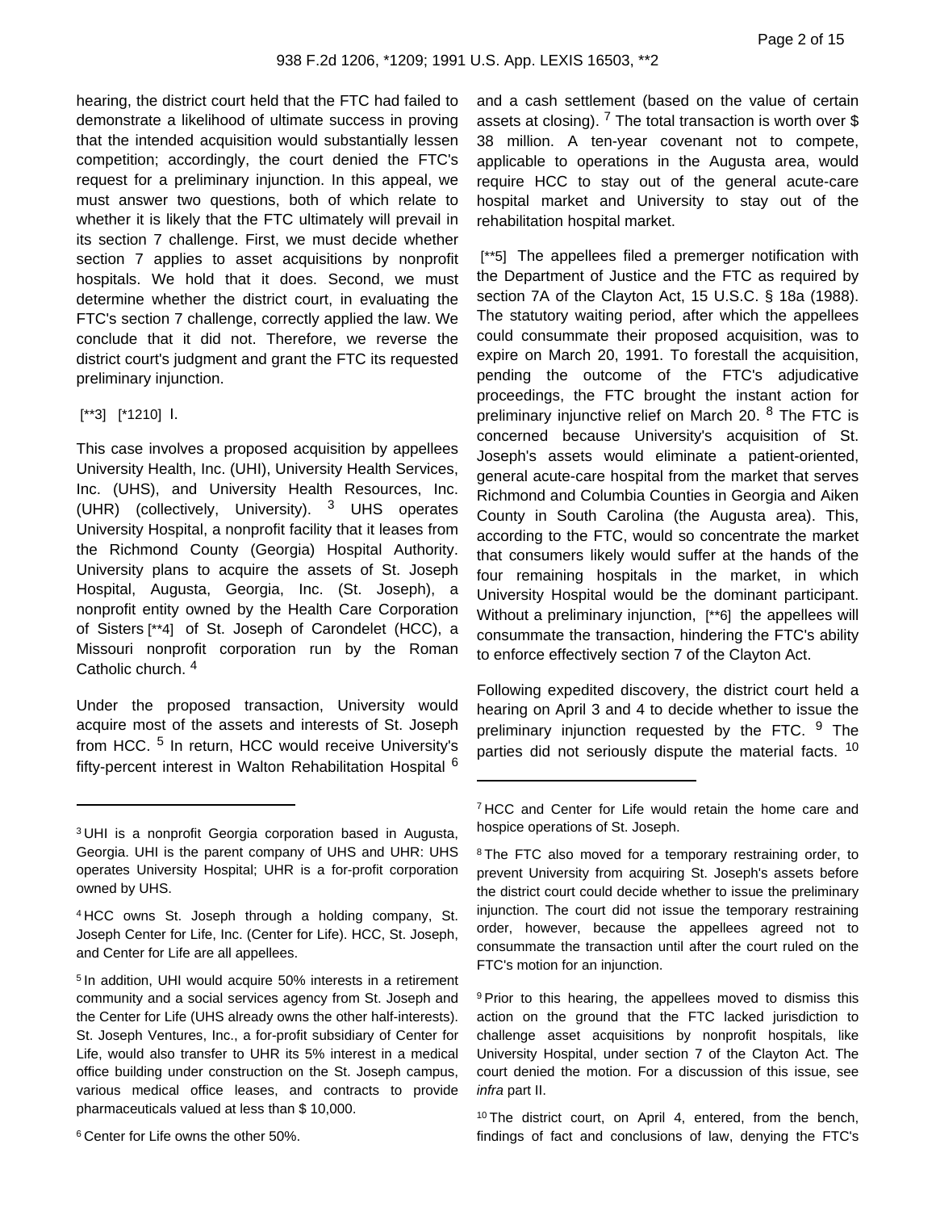hearing, the district court held that the FTC had failed to demonstrate a likelihood of ultimate success in proving that the intended acquisition would substantially lessen competition; accordingly, the court denied the FTC's request for a preliminary injunction. In this appeal, we must answer two questions, both of which relate to whether it is likely that the FTC ultimately will prevail in its section 7 challenge. First, we must decide whether section 7 applies to asset acquisitions by nonprofit hospitals. We hold that it does. Second, we must determine whether the district court, in evaluating the FTC's section 7 challenge, correctly applied the law. We conclude that it did not. Therefore, we reverse the district court's judgment and grant the FTC its requested preliminary injunction.

[**3] [*1210] I.

This case involves a proposed acquisition by appellees University Health, Inc. (UHI), University Health Services, Inc. (UHS), and University Health Resources, Inc. (UHR) (collectively, University). [3] UHS operates University Hospital, a nonprofit facility that it leases from the Richmond County (Georgia) Hospital Authority. University plans to acquire the assets of St. Joseph Hospital, Augusta, Georgia, Inc. (St. Joseph), a nonprofit entity owned by the Health Care Corporation of Sisters [**4] of St. Joseph of Carondelet (HCC), a Missouri nonprofit corporation run by the Roman Catholic church. [4]

Under the proposed transaction, University would acquire most of the assets and interests of St. Joseph from HCC. [5] In return, HCC would receive University's fifty-percent interest in Walton Rehabilitation Hospital [6] and a cash settlement (based on the value of certain assets at closing). [7] The total transaction is worth over $ 38 million. A ten-year covenant not to compete, applicable to operations in the Augusta area, would require HCC to stay out of the general acute-care hospital market and University to stay out of the rehabilitation hospital market.

[**5] The appellees filed a premerger notification with the Department of Justice and the FTC as required by section 7A of the Clayton Act, 15 U.S.C. § 18a (1988). The statutory waiting period, after which the appellees could consummate their proposed acquisition, was to expire on March 20, 1991. To forestall the acquisition, pending the outcome of the FTC's adjudicative proceedings, the FTC brought the instant action for preliminary injunctive relief on March 20. [8] The FTC is concerned because University's acquisition of St. Joseph's assets would eliminate a patient-oriented, general acute-care hospital from the market that serves Richmond and Columbia Counties in Georgia and Aiken County in South Carolina (the Augusta area). This, according to the FTC, would so concentrate the market that consumers likely would suffer at the hands of the four remaining hospitals in the market, in which University Hospital would be the dominant participant. Without a preliminary injunction, [**6] the appellees will consummate the transaction, hindering the FTC's ability to enforce effectively section 7 of the Clayton Act.

Following expedited discovery, the district court held a hearing on April 3 and 4 to decide whether to issue the preliminary injunction requested by the FTC. [9] The parties did not seriously dispute the material facts. [10]

---

[3] UHI is a nonprofit Georgia corporation based in Augusta, Georgia. UHI is the parent company of UHS and UHR: UHS operates University Hospital; UHR is a for-profit corporation owned by UHS.

[4] HCC owns St. Joseph through a holding company, St. Joseph Center for Life, Inc. (Center for Life). HCC, St. Joseph, and Center for Life are all appellees.

[5] In addition, UHI would acquire 50% interests in a retirement community and a social services agency from St. Joseph and the Center for Life (UHS already owns the other half-interests). St. Joseph Ventures, Inc., a for-profit subsidiary of Center for Life, would also transfer to UHR its 5% interest in a medical office building under construction on the St. Joseph campus, various medical office leases, and contracts to provide pharmaceuticals valued at less than $ 10,000.

[6] Center for Life owns the other 50%.

[7] HCC and Center for Life would retain the home care and hospice operations of St. Joseph.

[8] The FTC also moved for a temporary restraining order, to prevent University from acquiring St. Joseph's assets before the district court could decide whether to issue the preliminary injunction. The court did not issue the temporary restraining order, however, because the appellees agreed not to consummate the transaction until after the court ruled on the FTC's motion for an injunction.

[9] Prior to this hearing, the appellees moved to dismiss this action on the ground that the FTC lacked jurisdiction to challenge asset acquisitions by nonprofit hospitals, like University Hospital, under section 7 of the Clayton Act. The court denied the motion. For a discussion of this issue, see *infra* part II.

[10] The district court, on April 4, entered, from the bench, findings of fact and conclusions of law, denying the FTC's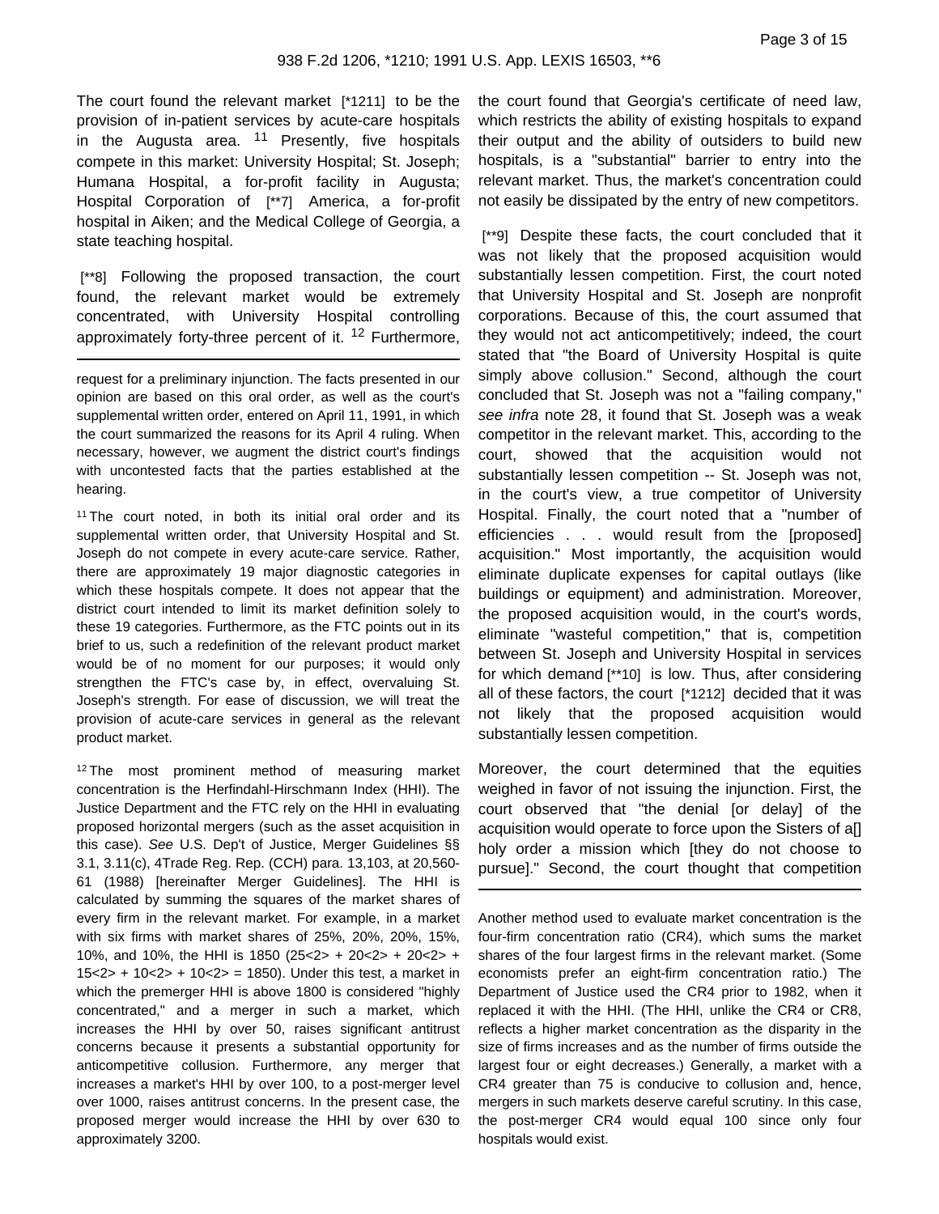The court found the relevant market [*1211] to be the provision of in-patient services by acute-care hospitals in the Augusta area. [11] Presently, five hospitals compete in this market: University Hospital; St. Joseph; Humana Hospital, a for-profit facility in Augusta; Hospital Corporation of [**7] America, a for-profit hospital in Aiken; and the Medical College of Georgia, a state teaching hospital.

[**8] Following the proposed transaction, the court found, the relevant market would be extremely concentrated, with University Hospital controlling approximately forty-three percent of it. [12] Furthermore, the court found that Georgia's certificate of need law, which restricts the ability of existing hospitals to expand their output and the ability of outsiders to build new hospitals, is a "substantial" barrier to entry into the relevant market. Thus, the market's concentration could not easily be dissipated by the entry of new competitors.

[**9] Despite these facts, the court concluded that it was not likely that the proposed acquisition would substantially lessen competition. First, the court noted that University Hospital and St. Joseph are nonprofit corporations. Because of this, the court assumed that they would not act anticompetitively; indeed, the court stated that "the Board of University Hospital is quite simply above collusion." Second, although the court concluded that St. Joseph was not a "failing company," *see infra* note 28, it found that St. Joseph was a weak competitor in the relevant market. This, according to the court, showed that the acquisition would not substantially lessen competition -- St. Joseph was not, in the court's view, a true competitor of University Hospital. Finally, the court noted that a "number of efficiencies . . . would result from the [proposed] acquisition." Most importantly, the acquisition would eliminate duplicate expenses for capital outlays (like buildings or equipment) and administration. Moreover, the proposed acquisition would, in the court's words, eliminate "wasteful competition," that is, competition between St. Joseph and University Hospital in services for which demand [**10] is low. Thus, after considering all of these factors, the court [*1212] decided that it was not likely that the proposed acquisition would substantially lessen competition.

Moreover, the court determined that the equities weighed in favor of not issuing the injunction. First, the court observed that "the denial [or delay] of the acquisition would operate to force upon the Sisters of a[] holy order a mission which [they do not choose to pursue]." Second, the court thought that competition

---

request for a preliminary injunction. The facts presented in our opinion are based on this oral order, as well as the court's supplemental written order, entered on April 11, 1991, in which the court summarized the reasons for its April 4 ruling. When necessary, however, we augment the district court's findings with uncontested facts that the parties established at the hearing.

[11] The court noted, in both its initial oral order and its supplemental written order, that University Hospital and St. Joseph do not compete in every acute-care service. Rather, there are approximately 19 major diagnostic categories in which these hospitals compete. It does not appear that the district court intended to limit its market definition solely to these 19 categories. Furthermore, as the FTC points out in its brief to us, such a redefinition of the relevant product market would be of no moment for our purposes; it would only strengthen the FTC's case by, in effect, overvaluing St. Joseph's strength. For ease of discussion, we will treat the provision of acute-care services in general as the relevant product market.

[12] The most prominent method of measuring market concentration is the Herfindahl-Hirschmann Index (HHI). The Justice Department and the FTC rely on the HHI in evaluating proposed horizontal mergers (such as the asset acquisition in this case). *See* U.S. Dep't of Justice, Merger Guidelines §§ 3.1, 3.11(c), 4Trade Reg. Rep. (CCH) para. 13,103, at 20,560-61 (1988) [hereinafter Merger Guidelines]. The HHI is calculated by summing the squares of the market shares of every firm in the relevant market. For example, in a market with six firms with market shares of 25%, 20%, 20%, 15%, 10%, and 10%, the HHI is 1850 (25<2> + 20<2> + 20<2> + 15<2> + 10<2> + 10<2> = 1850). Under this test, a market in which the premerger HHI is above 1800 is considered "highly concentrated," and a merger in such a market, which increases the HHI by over 50, raises significant antitrust concerns because it presents a substantial opportunity for anticompetitive collusion. Furthermore, any merger that increases a market's HHI by over 100, to a post-merger level over 1000, raises antitrust concerns. In the present case, the proposed merger would increase the HHI by over 630 to approximately 3200.

Another method used to evaluate market concentration is the four-firm concentration ratio (CR4), which sums the market shares of the four largest firms in the relevant market. (Some economists prefer an eight-firm concentration ratio.) The Department of Justice used the CR4 prior to 1982, when it replaced it with the HHI. (The HHI, unlike the CR4 or CR8, reflects a higher market concentration as the disparity in the size of firms increases and as the number of firms outside the largest four or eight decreases.) Generally, a market with a CR4 greater than 75 is conducive to collusion and, hence, mergers in such markets deserve careful scrutiny. In this case, the post-merger CR4 would equal 100 since only four hospitals would exist.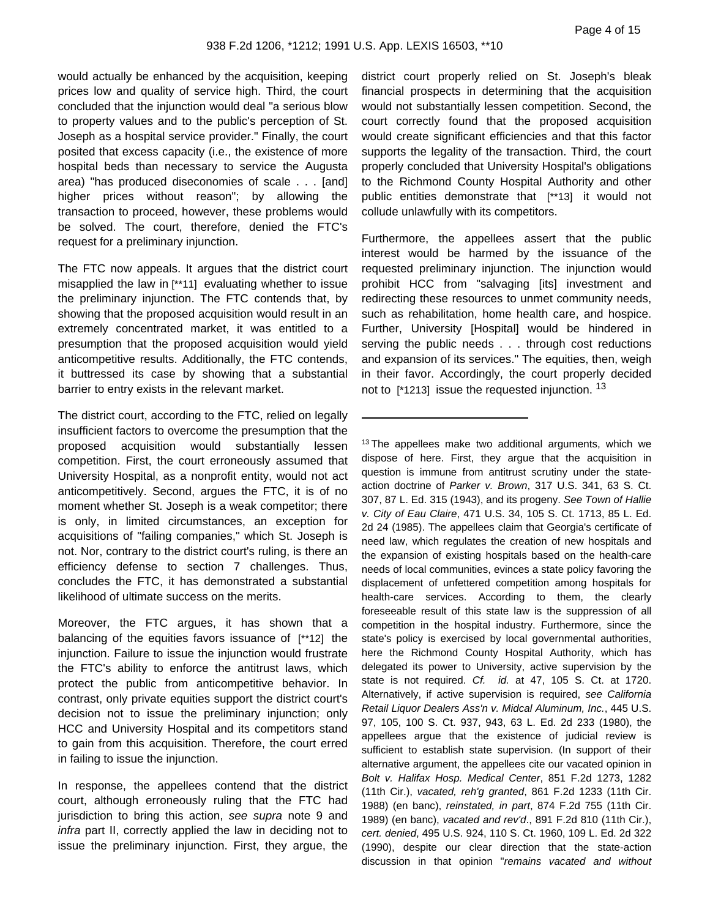would actually be enhanced by the acquisition, keeping prices low and quality of service high. Third, the court concluded that the injunction would deal "a serious blow to property values and to the public's perception of St. Joseph as a hospital service provider." Finally, the court posited that excess capacity (i.e., the existence of more hospital beds than necessary to service the Augusta area) "has produced diseconomies of scale . . . [and] higher prices without reason"; by allowing the transaction to proceed, however, these problems would be solved. The court, therefore, denied the FTC's request for a preliminary injunction.

The FTC now appeals. It argues that the district court misapplied the law in [**11] evaluating whether to issue the preliminary injunction. The FTC contends that, by showing that the proposed acquisition would result in an extremely concentrated market, it was entitled to a presumption that the proposed acquisition would yield anticompetitive results. Additionally, the FTC contends, it buttressed its case by showing that a substantial barrier to entry exists in the relevant market.

The district court, according to the FTC, relied on legally insufficient factors to overcome the presumption that the proposed acquisition would substantially lessen competition. First, the court erroneously assumed that University Hospital, as a nonprofit entity, would not act anticompetitively. Second, argues the FTC, it is of no moment whether St. Joseph is a weak competitor; there is only, in limited circumstances, an exception for acquisitions of "failing companies," which St. Joseph is not. Nor, contrary to the district court's ruling, is there an efficiency defense to section 7 challenges. Thus, concludes the FTC, it has demonstrated a substantial likelihood of ultimate success on the merits.

Moreover, the FTC argues, it has shown that a balancing of the equities favors issuance of [**12] the injunction. Failure to issue the injunction would frustrate the FTC's ability to enforce the antitrust laws, which protect the public from anticompetitive behavior. In contrast, only private equities support the district court's decision not to issue the preliminary injunction; only HCC and University Hospital and its competitors stand to gain from this acquisition. Therefore, the court erred in failing to issue the injunction.

In response, the appellees contend that the district court, although erroneously ruling that the FTC had jurisdiction to bring this action, *see supra* note 9 and *infra* part II, correctly applied the law in deciding not to issue the preliminary injunction. First, they argue, the district court properly relied on St. Joseph's bleak financial prospects in determining that the acquisition would not substantially lessen competition. Second, the court correctly found that the proposed acquisition would create significant efficiencies and that this factor supports the legality of the transaction. Third, the court properly concluded that University Hospital's obligations to the Richmond County Hospital Authority and other public entities demonstrate that [**13] it would not collude unlawfully with its competitors.

Furthermore, the appellees assert that the public interest would be harmed by the issuance of the requested preliminary injunction. The injunction would prohibit HCC from "salvaging [its] investment and redirecting these resources to unmet community needs, such as rehabilitation, home health care, and hospice. Further, University [Hospital] would be hindered in serving the public needs . . . through cost reductions and expansion of its services." The equities, then, weigh in their favor. Accordingly, the court properly decided not to [*1213] issue the requested injunction. [13]

---

[13] The appellees make two additional arguments, which we dispose of here. First, they argue that the acquisition in question is immune from antitrust scrutiny under the state-action doctrine of *Parker v. Brown*, 317 U.S. 341, 63 S. Ct. 307, 87 L. Ed. 315 (1943), and its progeny. *See Town of Hallie v. City of Eau Claire*, 471 U.S. 34, 105 S. Ct. 1713, 85 L. Ed. 2d 24 (1985). The appellees claim that Georgia's certificate of need law, which regulates the creation of new hospitals and the expansion of existing hospitals based on the health-care needs of local communities, evinces a state policy favoring the displacement of unfettered competition among hospitals for health-care services. According to them, the clearly foreseeable result of this state law is the suppression of all competition in the hospital industry. Furthermore, since the state's policy is exercised by local governmental authorities, here the Richmond County Hospital Authority, which has delegated its power to University, active supervision by the state is not required. *Cf. id.* at 47, 105 S. Ct. at 1720. Alternatively, if active supervision is required, *see California Retail Liquor Dealers Ass'n v. Midcal Aluminum, Inc.*, 445 U.S. 97, 105, 100 S. Ct. 937, 943, 63 L. Ed. 2d 233 (1980), the appellees argue that the existence of judicial review is sufficient to establish state supervision. (In support of their alternative argument, the appellees cite our vacated opinion in *Bolt v. Halifax Hosp. Medical Center*, 851 F.2d 1273, 1282 (11th Cir.), *vacated, reh'g granted*, 861 F.2d 1233 (11th Cir. 1988) (en banc), *reinstated, in part*, 874 F.2d 755 (11th Cir. 1989) (en banc), *vacated and rev'd*., 891 F.2d 810 (11th Cir.), *cert. denied*, 495 U.S. 924, 110 S. Ct. 1960, 109 L. Ed. 2d 322 (1990), despite our clear direction that the state-action discussion in that opinion "*remains vacated and without*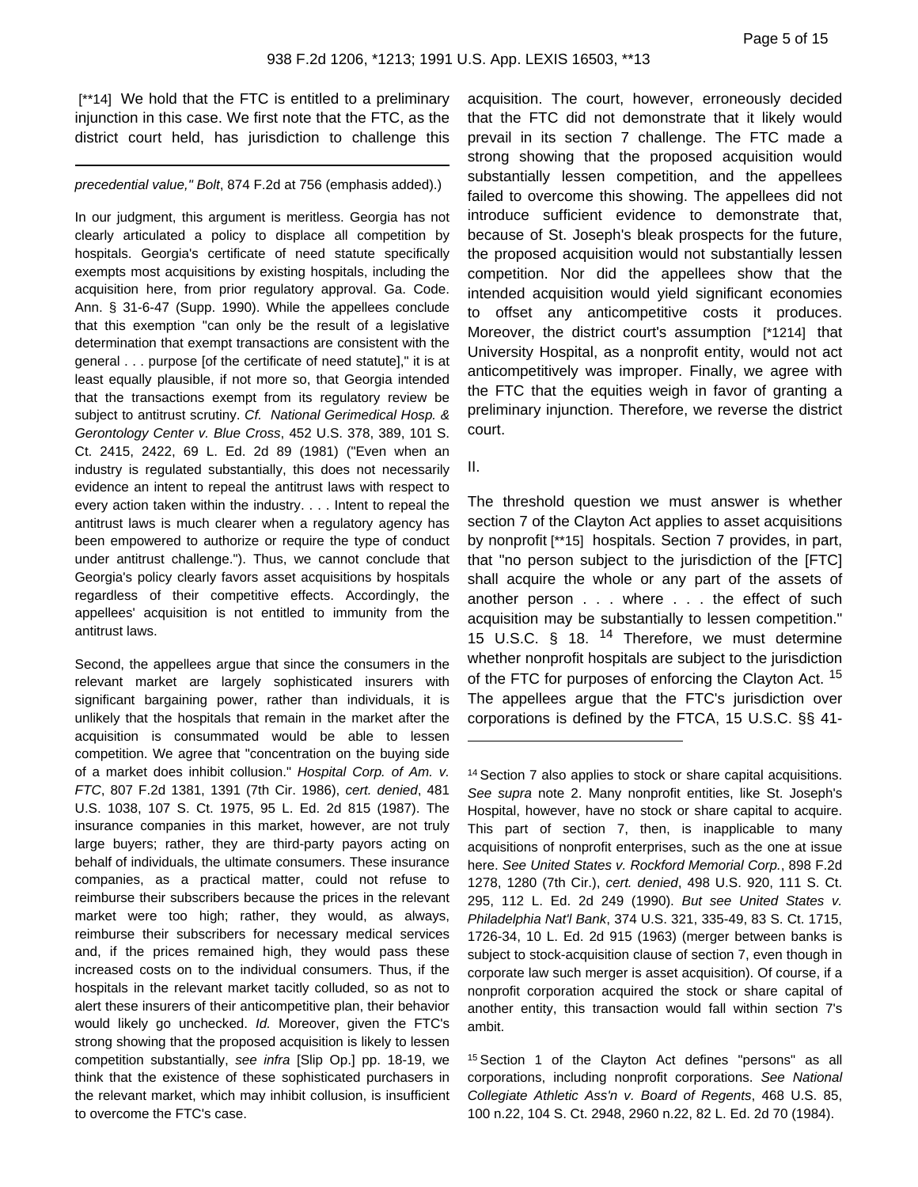[**14] We hold that the FTC is entitled to a preliminary injunction in this case. We first note that the FTC, as the district court held, has jurisdiction to challenge this acquisition. The court, however, erroneously decided that the FTC did not demonstrate that it likely would prevail in its section 7 challenge. The FTC made a strong showing that the proposed acquisition would substantially lessen competition, and the appellees failed to overcome this showing. The appellees did not introduce sufficient evidence to demonstrate that, because of St. Joseph's bleak prospects for the future, the proposed acquisition would not substantially lessen competition. Nor did the appellees show that the intended acquisition would yield significant economies to offset any anticompetitive costs it produces. Moreover, the district court's assumption [*1214] that University Hospital, as a nonprofit entity, would not act anticompetitively was improper. Finally, we agree with the FTC that the equities weigh in favor of granting a preliminary injunction. Therefore, we reverse the district court.

II.

The threshold question we must answer is whether section 7 of the Clayton Act applies to asset acquisitions by nonprofit [**15] hospitals. Section 7 provides, in part, that "no person subject to the jurisdiction of the [FTC] shall acquire the whole or any part of the assets of another person . . . where . . . the effect of such acquisition may be substantially to lessen competition." 15 U.S.C. § 18. [14] Therefore, we must determine whether nonprofit hospitals are subject to the jurisdiction of the FTC for purposes of enforcing the Clayton Act. [15] The appellees argue that the FTC's jurisdiction over corporations is defined by the FTCA, 15 U.S.C. §§ 41-

---

*precedential value," Bolt*, 874 F.2d at 756 (emphasis added).)

In our judgment, this argument is meritless. Georgia has not clearly articulated a policy to displace all competition by hospitals. Georgia's certificate of need statute specifically exempts most acquisitions by existing hospitals, including the acquisition here, from prior regulatory approval. Ga. Code. Ann. § 31-6-47 (Supp. 1990). While the appellees conclude that this exemption "can only be the result of a legislative determination that exempt transactions are consistent with the general . . . purpose [of the certificate of need statute]," it is at least equally plausible, if not more so, that Georgia intended that the transactions exempt from its regulatory review be subject to antitrust scrutiny. *Cf. National Gerimedical Hosp. & Gerontology Center v. Blue Cross*, 452 U.S. 378, 389, 101 S. Ct. 2415, 2422, 69 L. Ed. 2d 89 (1981) ("Even when an industry is regulated substantially, this does not necessarily evidence an intent to repeal the antitrust laws with respect to every action taken within the industry. . . . Intent to repeal the antitrust laws is much clearer when a regulatory agency has been empowered to authorize or require the type of conduct under antitrust challenge."). Thus, we cannot conclude that Georgia's policy clearly favors asset acquisitions by hospitals regardless of their competitive effects. Accordingly, the appellees' acquisition is not entitled to immunity from the antitrust laws.

Second, the appellees argue that since the consumers in the relevant market are largely sophisticated insurers with significant bargaining power, rather than individuals, it is unlikely that the hospitals that remain in the market after the acquisition is consummated would be able to lessen competition. We agree that "concentration on the buying side of a market does inhibit collusion." *Hospital Corp. of Am. v. FTC*, 807 F.2d 1381, 1391 (7th Cir. 1986), *cert. denied*, 481 U.S. 1038, 107 S. Ct. 1975, 95 L. Ed. 2d 815 (1987). The insurance companies in this market, however, are not truly large buyers; rather, they are third-party payors acting on behalf of individuals, the ultimate consumers. These insurance companies, as a practical matter, could not refuse to reimburse their subscribers because the prices in the relevant market were too high; rather, they would, as always, reimburse their subscribers for necessary medical services and, if the prices remained high, they would pass these increased costs on to the individual consumers. Thus, if the hospitals in the relevant market tacitly colluded, so as not to alert these insurers of their anticompetitive plan, their behavior would likely go unchecked. *Id.* Moreover, given the FTC's strong showing that the proposed acquisition is likely to lessen competition substantially, *see infra* [Slip Op.] pp. 18-19, we think that the existence of these sophisticated purchasers in the relevant market, which may inhibit collusion, is insufficient to overcome the FTC's case.

[14] Section 7 also applies to stock or share capital acquisitions. *See supra* note 2. Many nonprofit entities, like St. Joseph's Hospital, however, have no stock or share capital to acquire. This part of section 7, then, is inapplicable to many acquisitions of nonprofit enterprises, such as the one at issue here. *See United States v. Rockford Memorial Corp.*, 898 F.2d 1278, 1280 (7th Cir.), *cert. denied*, 498 U.S. 920, 111 S. Ct. 295, 112 L. Ed. 2d 249 (1990). *But see United States v. Philadelphia Nat'l Bank*, 374 U.S. 321, 335-49, 83 S. Ct. 1715, 1726-34, 10 L. Ed. 2d 915 (1963) (merger between banks is subject to stock-acquisition clause of section 7, even though in corporate law such merger is asset acquisition). Of course, if a nonprofit corporation acquired the stock or share capital of another entity, this transaction would fall within section 7's ambit.

[15] Section 1 of the Clayton Act defines "persons" as all corporations, including nonprofit corporations. *See National Collegiate Athletic Ass'n v. Board of Regents*, 468 U.S. 85, 100 n.22, 104 S. Ct. 2948, 2960 n.22, 82 L. Ed. 2d 70 (1984).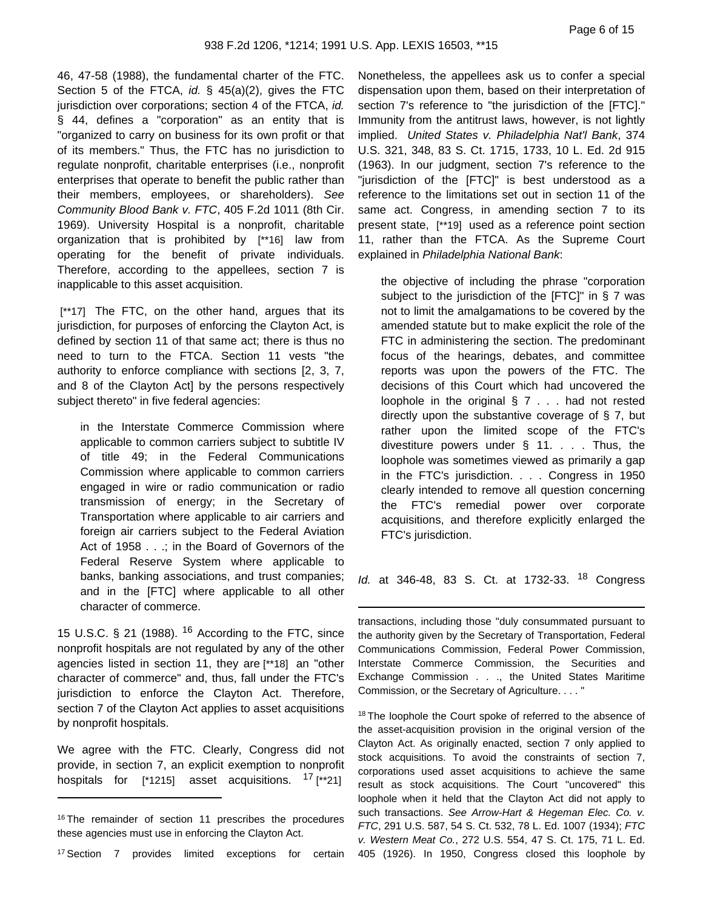46, 47-58 (1988), the fundamental charter of the FTC. Section 5 of the FTCA, *id.* § 45(a)(2), gives the FTC jurisdiction over corporations; section 4 of the FTCA, *id.* § 44, defines a "corporation" as an entity that is "organized to carry on business for its own profit or that of its members." Thus, the FTC has no jurisdiction to regulate nonprofit, charitable enterprises (i.e., nonprofit enterprises that operate to benefit the public rather than their members, employees, or shareholders). *See Community Blood Bank v. FTC*, 405 F.2d 1011 (8th Cir. 1969). University Hospital is a nonprofit, charitable organization that is prohibited by [**16] law from operating for the benefit of private individuals. Therefore, according to the appellees, section 7 is inapplicable to this asset acquisition.

[**17] The FTC, on the other hand, argues that its jurisdiction, for purposes of enforcing the Clayton Act, is defined by section 11 of that same act; there is thus no need to turn to the FTCA. Section 11 vests "the authority to enforce compliance with sections [2, 3, 7, and 8 of the Clayton Act] by the persons respectively subject thereto" in five federal agencies:

> in the Interstate Commerce Commission where applicable to common carriers subject to subtitle IV of title 49; in the Federal Communications Commission where applicable to common carriers engaged in wire or radio communication or radio transmission of energy; in the Secretary of Transportation where applicable to air carriers and foreign air carriers subject to the Federal Aviation Act of 1958 . . .; in the Board of Governors of the Federal Reserve System where applicable to banks, banking associations, and trust companies; and in the [FTC] where applicable to all other character of commerce.

15 U.S.C. § 21 (1988).[16] According to the FTC, since nonprofit hospitals are not regulated by any of the other agencies listed in section 11, they are [**18] an "other character of commerce" and, thus, fall under the FTC's jurisdiction to enforce the Clayton Act. Therefore, section 7 of the Clayton Act applies to asset acquisitions by nonprofit hospitals.

We agree with the FTC. Clearly, Congress did not provide, in section 7, an explicit exemption to nonprofit hospitals for [*1215] asset acquisitions.[17] [**21] Nonetheless, the appellees ask us to confer a special dispensation upon them, based on their interpretation of section 7's reference to "the jurisdiction of the [FTC]." Immunity from the antitrust laws, however, is not lightly implied. *United States v. Philadelphia Nat'l Bank*, 374 U.S. 321, 348, 83 S. Ct. 1715, 1733, 10 L. Ed. 2d 915 (1963). In our judgment, section 7's reference to the "jurisdiction of the [FTC]" is best understood as a reference to the limitations set out in section 11 of the same act. Congress, in amending section 7 to its present state, [**19] used as a reference point section 11, rather than the FTCA. As the Supreme Court explained in *Philadelphia National Bank*:

> the objective of including the phrase "corporation subject to the jurisdiction of the [FTC]" in § 7 was not to limit the amalgamations to be covered by the amended statute but to make explicit the role of the FTC in administering the section. The predominant focus of the hearings, debates, and committee reports was upon the powers of the FTC. The decisions of this Court which had uncovered the loophole in the original § 7 . . . had not rested directly upon the substantive coverage of § 7, but rather upon the limited scope of the FTC's divestiture powers under § 11. . . . Thus, the loophole was sometimes viewed as primarily a gap in the FTC's jurisdiction. . . . Congress in 1950 clearly intended to remove all question concerning the FTC's remedial power over corporate acquisitions, and therefore explicitly enlarged the FTC's jurisdiction.

*Id.* at 346-48, 83 S. Ct. at 1732-33.[18] Congress

---

[16] The remainder of section 11 prescribes the procedures these agencies must use in enforcing the Clayton Act.

[17] Section 7 provides limited exceptions for certain transactions, including those "duly consummated pursuant to the authority given by the Secretary of Transportation, Federal Communications Commission, Federal Power Commission, Interstate Commerce Commission, the Securities and Exchange Commission . . ., the United States Maritime Commission, or the Secretary of Agriculture. . . . "

[18] The loophole the Court spoke of referred to the absence of the asset-acquisition provision in the original version of the Clayton Act. As originally enacted, section 7 only applied to stock acquisitions. To avoid the constraints of section 7, corporations used asset acquisitions to achieve the same result as stock acquisitions. The Court "uncovered" this loophole when it held that the Clayton Act did not apply to such transactions. *See Arrow-Hart & Hegeman Elec. Co. v. FTC*, 291 U.S. 587, 54 S. Ct. 532, 78 L. Ed. 1007 (1934); *FTC v. Western Meat Co.*, 272 U.S. 554, 47 S. Ct. 175, 71 L. Ed. 405 (1926). In 1950, Congress closed this loophole by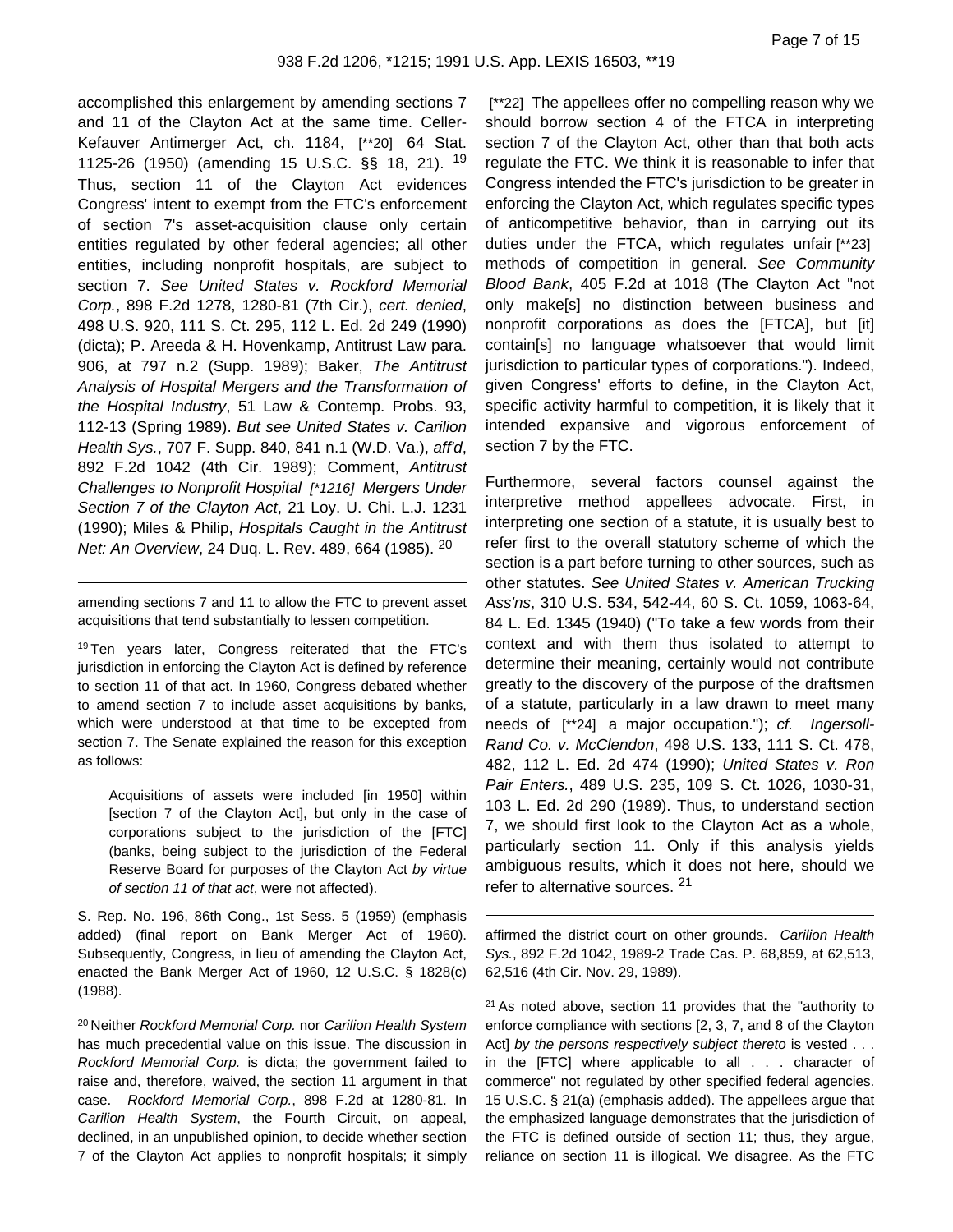accomplished this enlargement by amending sections 7 and 11 of the Clayton Act at the same time. Celler-Kefauver Antimerger Act, ch. 1184, [**20] 64 Stat. 1125-26 (1950) (amending 15 U.S.C. §§ 18, 21). [19] Thus, section 11 of the Clayton Act evidences Congress' intent to exempt from the FTC's enforcement of section 7's asset-acquisition clause only certain entities regulated by other federal agencies; all other entities, including nonprofit hospitals, are subject to section 7. *See United States v. Rockford Memorial Corp.*, 898 F.2d 1278, 1280-81 (7th Cir.), *cert. denied*, 498 U.S. 920, 111 S. Ct. 295, 112 L. Ed. 2d 249 (1990) (dicta); P. Areeda & H. Hovenkamp, Antitrust Law para. 906, at 797 n.2 (Supp. 1989); Baker, *The Antitrust Analysis of Hospital Mergers and the Transformation of the Hospital Industry*, 51 Law & Contemp. Probs. 93, 112-13 (Spring 1989). *But see United States v. Carilion Health Sys.*, 707 F. Supp. 840, 841 n.1 (W.D. Va.), *aff'd*, 892 F.2d 1042 (4th Cir. 1989); Comment, *Antitrust Challenges to Nonprofit Hospital [*1216] Mergers Under Section 7 of the Clayton Act*, 21 Loy. U. Chi. L.J. 1231 (1990); Miles & Philip, *Hospitals Caught in the Antitrust Net: An Overview*, 24 Duq. L. Rev. 489, 664 (1985). [20]

[**22] The appellees offer no compelling reason why we should borrow section 4 of the FTCA in interpreting section 7 of the Clayton Act, other than that both acts regulate the FTC. We think it is reasonable to infer that Congress intended the FTC's jurisdiction to be greater in enforcing the Clayton Act, which regulates specific types of anticompetitive behavior, than in carrying out its duties under the FTCA, which regulates unfair [**23] methods of competition in general. *See Community Blood Bank*, 405 F.2d at 1018 (The Clayton Act "not only make[s] no distinction between business and nonprofit corporations as does the [FTCA], but [it] contain[s] no language whatsoever that would limit jurisdiction to particular types of corporations."). Indeed, given Congress' efforts to define, in the Clayton Act, specific activity harmful to competition, it is likely that it intended expansive and vigorous enforcement of section 7 by the FTC.

Furthermore, several factors counsel against the interpretive method appellees advocate. First, in interpreting one section of a statute, it is usually best to refer first to the overall statutory scheme of which the section is a part before turning to other sources, such as other statutes. *See United States v. American Trucking Ass'ns*, 310 U.S. 534, 542-44, 60 S. Ct. 1059, 1063-64, 84 L. Ed. 1345 (1940) ("To take a few words from their context and with them thus isolated to attempt to determine their meaning, certainly would not contribute greatly to the discovery of the purpose of the draftsmen of a statute, particularly in a law drawn to meet many needs of [**24] a major occupation."); *cf. Ingersoll-Rand Co. v. McClendon*, 498 U.S. 133, 111 S. Ct. 478, 482, 112 L. Ed. 2d 474 (1990); *United States v. Ron Pair Enters.*, 489 U.S. 235, 109 S. Ct. 1026, 1030-31, 103 L. Ed. 2d 290 (1989). Thus, to understand section 7, we should first look to the Clayton Act as a whole, particularly section 11. Only if this analysis yields ambiguous results, which it does not here, should we refer to alternative sources. [21]

---

amending sections 7 and 11 to allow the FTC to prevent asset acquisitions that tend substantially to lessen competition.

[19] Ten years later, Congress reiterated that the FTC's jurisdiction in enforcing the Clayton Act is defined by reference to section 11 of that act. In 1960, Congress debated whether to amend section 7 to include asset acquisitions by banks, which were understood at that time to be excepted from section 7. The Senate explained the reason for this exception as follows:

> Acquisitions of assets were included [in 1950] within [section 7 of the Clayton Act], but only in the case of corporations subject to the jurisdiction of the [FTC] (banks, being subject to the jurisdiction of the Federal Reserve Board for purposes of the Clayton Act *by virtue of section 11 of that act*, were not affected).

S. Rep. No. 196, 86th Cong., 1st Sess. 5 (1959) (emphasis added) (final report on Bank Merger Act of 1960). Subsequently, Congress, in lieu of amending the Clayton Act, enacted the Bank Merger Act of 1960, 12 U.S.C. § 1828(c) (1988).

[20] Neither *Rockford Memorial Corp.* nor *Carilion Health System* has much precedential value on this issue. The discussion in *Rockford Memorial Corp.* is dicta; the government failed to raise and, therefore, waived, the section 11 argument in that case. *Rockford Memorial Corp.*, 898 F.2d at 1280-81. In *Carilion Health System*, the Fourth Circuit, on appeal, declined, in an unpublished opinion, to decide whether section 7 of the Clayton Act applies to nonprofit hospitals; it simply affirmed the district court on other grounds. *Carilion Health Sys.*, 892 F.2d 1042, 1989-2 Trade Cas. P. 68,859, at 62,513, 62,516 (4th Cir. Nov. 29, 1989).

[21] As noted above, section 11 provides that the "authority to enforce compliance with sections [2, 3, 7, and 8 of the Clayton Act] *by the persons respectively subject thereto* is vested . . . in the [FTC] where applicable to all . . . character of commerce" not regulated by other specified federal agencies. 15 U.S.C. § 21(a) (emphasis added). The appellees argue that the emphasized language demonstrates that the jurisdiction of the FTC is defined outside of section 11; thus, they argue, reliance on section 11 is illogical. We disagree. As the FTC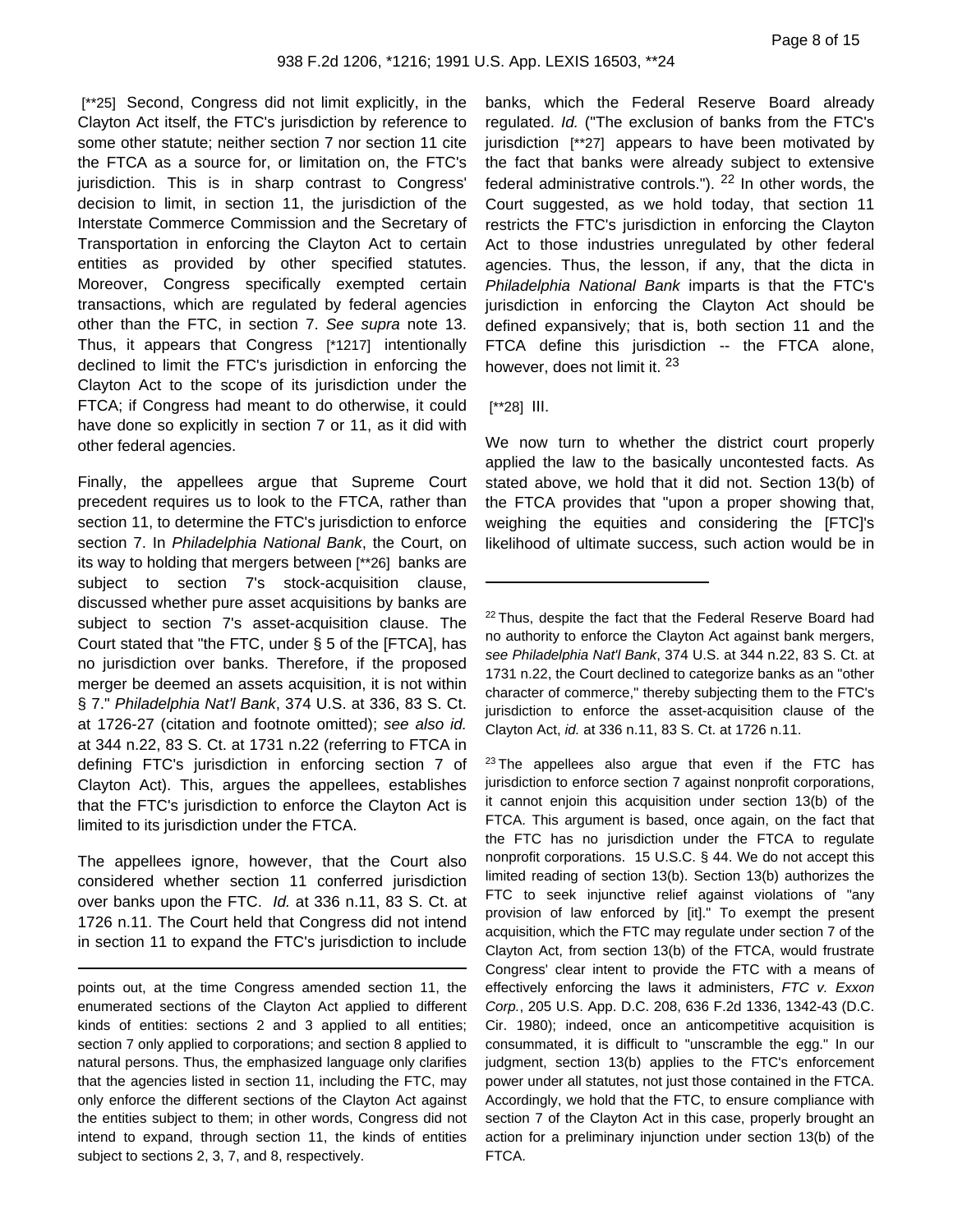[**25] Second, Congress did not limit explicitly, in the Clayton Act itself, the FTC's jurisdiction by reference to some other statute; neither section 7 nor section 11 cite the FTCA as a source for, or limitation on, the FTC's jurisdiction. This is in sharp contrast to Congress' decision to limit, in section 11, the jurisdiction of the Interstate Commerce Commission and the Secretary of Transportation in enforcing the Clayton Act to certain entities as provided by other specified statutes. Moreover, Congress specifically exempted certain transactions, which are regulated by federal agencies other than the FTC, in section 7. *See supra* note 13. Thus, it appears that Congress [*1217] intentionally declined to limit the FTC's jurisdiction in enforcing the Clayton Act to the scope of its jurisdiction under the FTCA; if Congress had meant to do otherwise, it could have done so explicitly in section 7 or 11, as it did with other federal agencies.

Finally, the appellees argue that Supreme Court precedent requires us to look to the FTCA, rather than section 11, to determine the FTC's jurisdiction to enforce section 7. In *Philadelphia National Bank*, the Court, on its way to holding that mergers between [**26] banks are subject to section 7's stock-acquisition clause, discussed whether pure asset acquisitions by banks are subject to section 7's asset-acquisition clause. The Court stated that "the FTC, under § 5 of the [FTCA], has no jurisdiction over banks. Therefore, if the proposed merger be deemed an assets acquisition, it is not within § 7." *Philadelphia Nat'l Bank*, 374 U.S. at 336, 83 S. Ct. at 1726-27 (citation and footnote omitted); *see also id.* at 344 n.22, 83 S. Ct. at 1731 n.22 (referring to FTCA in defining FTC's jurisdiction in enforcing section 7 of Clayton Act). This, argues the appellees, establishes that the FTC's jurisdiction to enforce the Clayton Act is limited to its jurisdiction under the FTCA.

The appellees ignore, however, that the Court also considered whether section 11 conferred jurisdiction over banks upon the FTC. *Id.* at 336 n.11, 83 S. Ct. at 1726 n.11. The Court held that Congress did not intend in section 11 to expand the FTC's jurisdiction to include banks, which the Federal Reserve Board already regulated. *Id.* ("The exclusion of banks from the FTC's jurisdiction [**27] appears to have been motivated by the fact that banks were already subject to extensive federal administrative controls."). [22] In other words, the Court suggested, as we hold today, that section 11 restricts the FTC's jurisdiction in enforcing the Clayton Act to those industries unregulated by other federal agencies. Thus, the lesson, if any, that the dicta in *Philadelphia National Bank* imparts is that the FTC's jurisdiction in enforcing the Clayton Act should be defined expansively; that is, both section 11 and the FTCA define this jurisdiction -- the FTCA alone, however, does not limit it. [23]

[**28] III.

We now turn to whether the district court properly applied the law to the basically uncontested facts. As stated above, we hold that it did not. Section 13(b) of the FTCA provides that "upon a proper showing that, weighing the equities and considering the [FTC]'s likelihood of ultimate success, such action would be in

---

points out, at the time Congress amended section 11, the enumerated sections of the Clayton Act applied to different kinds of entities: sections 2 and 3 applied to all entities; section 7 only applied to corporations; and section 8 applied to natural persons. Thus, the emphasized language only clarifies that the agencies listed in section 11, including the FTC, may only enforce the different sections of the Clayton Act against the entities subject to them; in other words, Congress did not intend to expand, through section 11, the kinds of entities subject to sections 2, 3, 7, and 8, respectively.

[22] Thus, despite the fact that the Federal Reserve Board had no authority to enforce the Clayton Act against bank mergers, *see Philadelphia Nat'l Bank*, 374 U.S. at 344 n.22, 83 S. Ct. at 1731 n.22, the Court declined to categorize banks as an "other character of commerce," thereby subjecting them to the FTC's jurisdiction to enforce the asset-acquisition clause of the Clayton Act, *id.* at 336 n.11, 83 S. Ct. at 1726 n.11.

[23] The appellees also argue that even if the FTC has jurisdiction to enforce section 7 against nonprofit corporations, it cannot enjoin this acquisition under section 13(b) of the FTCA. This argument is based, once again, on the fact that the FTC has no jurisdiction under the FTCA to regulate nonprofit corporations. 15 U.S.C. § 44. We do not accept this limited reading of section 13(b). Section 13(b) authorizes the FTC to seek injunctive relief against violations of "any provision of law enforced by [it]." To exempt the present acquisition, which the FTC may regulate under section 7 of the Clayton Act, from section 13(b) of the FTCA, would frustrate Congress' clear intent to provide the FTC with a means of effectively enforcing the laws it administers, *FTC v. Exxon Corp.*, 205 U.S. App. D.C. 208, 636 F.2d 1336, 1342-43 (D.C. Cir. 1980); indeed, once an anticompetitive acquisition is consummated, it is difficult to "unscramble the egg." In our judgment, section 13(b) applies to the FTC's enforcement power under all statutes, not just those contained in the FTCA. Accordingly, we hold that the FTC, to ensure compliance with section 7 of the Clayton Act in this case, properly brought an action for a preliminary injunction under section 13(b) of the FTCA.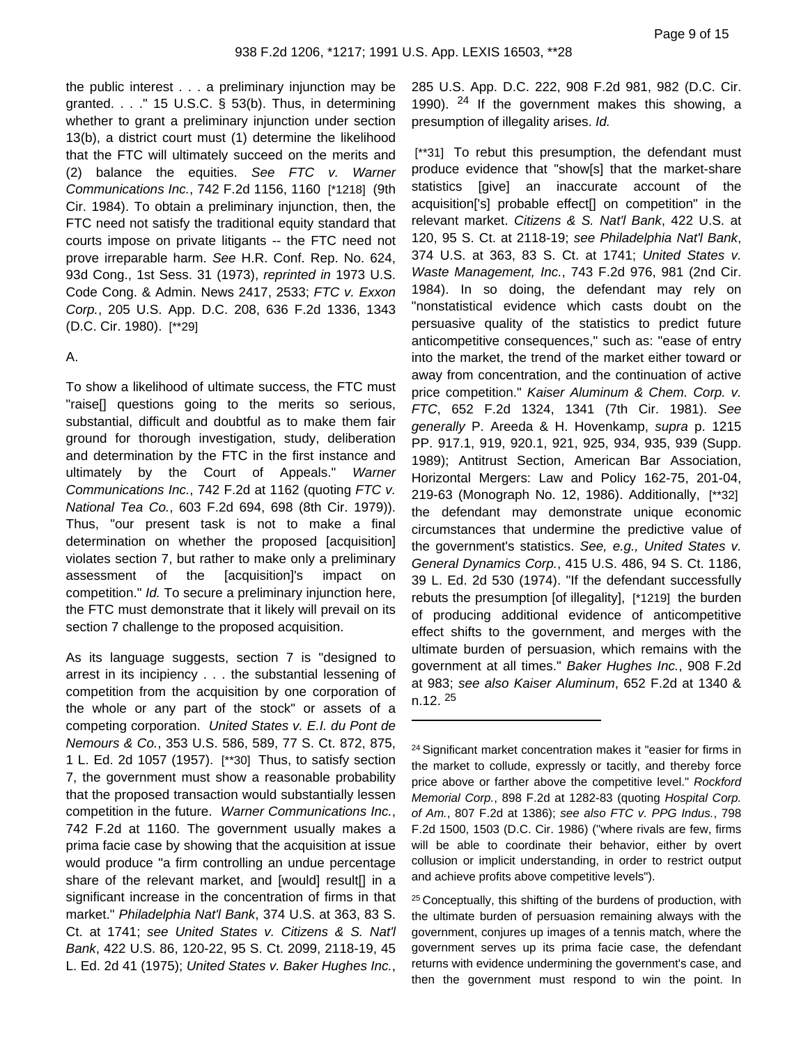the public interest . . . a preliminary injunction may be granted. . . ." 15 U.S.C. § 53(b). Thus, in determining whether to grant a preliminary injunction under section 13(b), a district court must (1) determine the likelihood that the FTC will ultimately succeed on the merits and (2) balance the equities. *See FTC v. Warner Communications Inc.*, 742 F.2d 1156, 1160 [*1218] (9th Cir. 1984). To obtain a preliminary injunction, then, the FTC need not satisfy the traditional equity standard that courts impose on private litigants -- the FTC need not prove irreparable harm. *See* H.R. Conf. Rep. No. 624, 93d Cong., 1st Sess. 31 (1973), *reprinted in* 1973 U.S. Code Cong. & Admin. News 2417, 2533; *FTC v. Exxon Corp.*, 205 U.S. App. D.C. 208, 636 F.2d 1336, 1343 (D.C. Cir. 1980). [**29]

A.

To show a likelihood of ultimate success, the FTC must "raise[] questions going to the merits so serious, substantial, difficult and doubtful as to make them fair ground for thorough investigation, study, deliberation and determination by the FTC in the first instance and ultimately by the Court of Appeals." *Warner Communications Inc.*, 742 F.2d at 1162 (quoting *FTC v. National Tea Co.*, 603 F.2d 694, 698 (8th Cir. 1979)). Thus, "our present task is not to make a final determination on whether the proposed [acquisition] violates section 7, but rather to make only a preliminary assessment of the [acquisition]'s impact on competition." *Id.* To secure a preliminary injunction here, the FTC must demonstrate that it likely will prevail on its section 7 challenge to the proposed acquisition.

As its language suggests, section 7 is "designed to arrest in its incipiency . . . the substantial lessening of competition from the acquisition by one corporation of the whole or any part of the stock" or assets of a competing corporation. *United States v. E.I. du Pont de Nemours & Co.*, 353 U.S. 586, 589, 77 S. Ct. 872, 875, 1 L. Ed. 2d 1057 (1957). [**30] Thus, to satisfy section 7, the government must show a reasonable probability that the proposed transaction would substantially lessen competition in the future. *Warner Communications Inc.*, 742 F.2d at 1160. The government usually makes a prima facie case by showing that the acquisition at issue would produce "a firm controlling an undue percentage share of the relevant market, and [would] result[] in a significant increase in the concentration of firms in that market." *Philadelphia Nat'l Bank*, 374 U.S. at 363, 83 S. Ct. at 1741; *see United States v. Citizens & S. Nat'l Bank*, 422 U.S. 86, 120-22, 95 S. Ct. 2099, 2118-19, 45 L. Ed. 2d 41 (1975); *United States v. Baker Hughes Inc.*, 285 U.S. App. D.C. 222, 908 F.2d 981, 982 (D.C. Cir. 1990). [24] If the government makes this showing, a presumption of illegality arises. *Id.*

[**31] To rebut this presumption, the defendant must produce evidence that "show[s] that the market-share statistics [give] an inaccurate account of the acquisition['s] probable effect[] on competition" in the relevant market. *Citizens & S. Nat'l Bank*, 422 U.S. at 120, 95 S. Ct. at 2118-19; *see Philadelphia Nat'l Bank*, 374 U.S. at 363, 83 S. Ct. at 1741; *United States v. Waste Management, Inc.*, 743 F.2d 976, 981 (2nd Cir. 1984). In so doing, the defendant may rely on "nonstatistical evidence which casts doubt on the persuasive quality of the statistics to predict future anticompetitive consequences," such as: "ease of entry into the market, the trend of the market either toward or away from concentration, and the continuation of active price competition." *Kaiser Aluminum & Chem. Corp. v. FTC*, 652 F.2d 1324, 1341 (7th Cir. 1981). *See generally* P. Areeda & H. Hovenkamp, *supra* p. 1215 PP. 917.1, 919, 920.1, 921, 925, 934, 935, 939 (Supp. 1989); Antitrust Section, American Bar Association, Horizontal Mergers: Law and Policy 162-75, 201-04, 219-63 (Monograph No. 12, 1986). Additionally, [**32] the defendant may demonstrate unique economic circumstances that undermine the predictive value of the government's statistics. *See, e.g., United States v. General Dynamics Corp.*, 415 U.S. 486, 94 S. Ct. 1186, 39 L. Ed. 2d 530 (1974). "If the defendant successfully rebuts the presumption [of illegality], [*1219] the burden of producing additional evidence of anticompetitive effect shifts to the government, and merges with the ultimate burden of persuasion, which remains with the government at all times." *Baker Hughes Inc.*, 908 F.2d at 983; *see also Kaiser Aluminum*, 652 F.2d at 1340 & n.12. [25]

---

[24] Significant market concentration makes it "easier for firms in the market to collude, expressly or tacitly, and thereby force price above or farther above the competitive level." *Rockford Memorial Corp.*, 898 F.2d at 1282-83 (quoting *Hospital Corp. of Am.*, 807 F.2d at 1386); *see also FTC v. PPG Indus.*, 798 F.2d 1500, 1503 (D.C. Cir. 1986) ("where rivals are few, firms will be able to coordinate their behavior, either by overt collusion or implicit understanding, in order to restrict output and achieve profits above competitive levels").

[25] Conceptually, this shifting of the burdens of production, with the ultimate burden of persuasion remaining always with the government, conjures up images of a tennis match, where the government serves up its prima facie case, the defendant returns with evidence undermining the government's case, and then the government must respond to win the point. In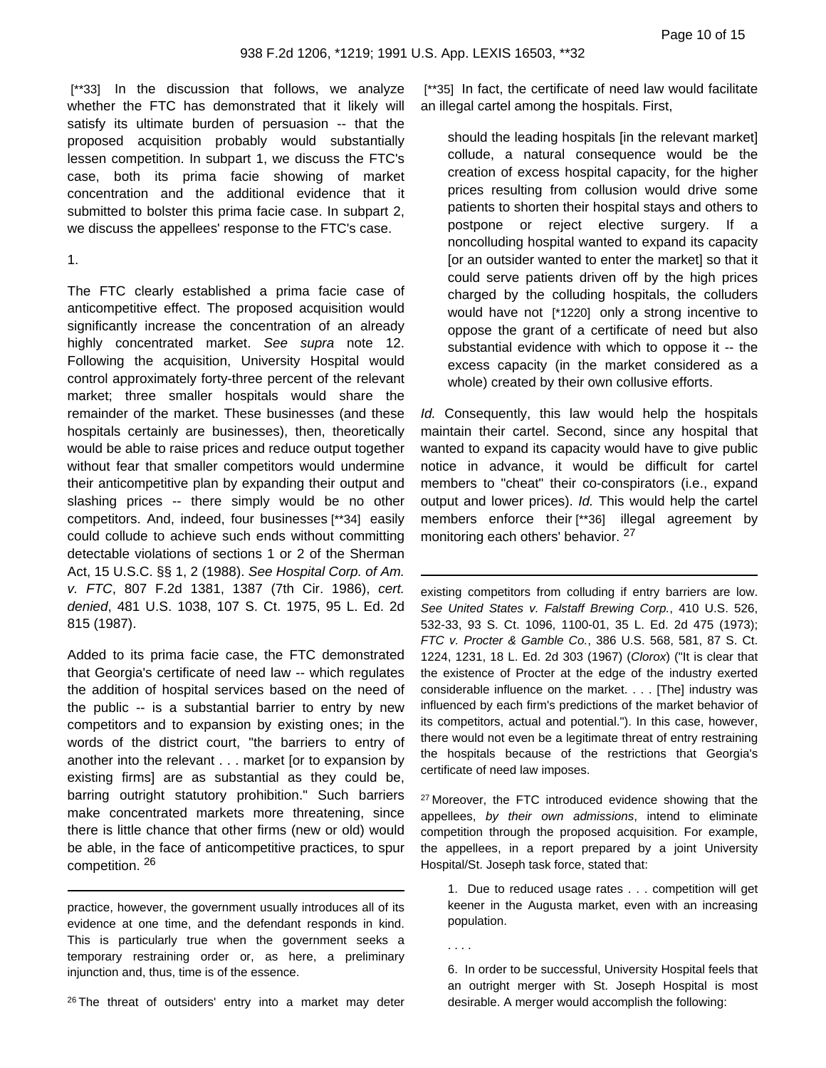[**33] In the discussion that follows, we analyze whether the FTC has demonstrated that it likely will satisfy its ultimate burden of persuasion -- that the proposed acquisition probably would substantially lessen competition. In subpart 1, we discuss the FTC's case, both its prima facie showing of market concentration and the additional evidence that it submitted to bolster this prima facie case. In subpart 2, we discuss the appellees' response to the FTC's case.

1.

The FTC clearly established a prima facie case of anticompetitive effect. The proposed acquisition would significantly increase the concentration of an already highly concentrated market. *See supra* note 12. Following the acquisition, University Hospital would control approximately forty-three percent of the relevant market; three smaller hospitals would share the remainder of the market. These businesses (and these hospitals certainly are businesses), then, theoretically would be able to raise prices and reduce output together without fear that smaller competitors would undermine their anticompetitive plan by expanding their output and slashing prices -- there simply would be no other competitors. And, indeed, four businesses [**34] easily could collude to achieve such ends without committing detectable violations of sections 1 or 2 of the Sherman Act, 15 U.S.C. §§ 1, 2 (1988). *See Hospital Corp. of Am. v. FTC*, 807 F.2d 1381, 1387 (7th Cir. 1986), *cert. denied*, 481 U.S. 1038, 107 S. Ct. 1975, 95 L. Ed. 2d 815 (1987).

Added to its prima facie case, the FTC demonstrated that Georgia's certificate of need law -- which regulates the addition of hospital services based on the need of the public -- is a substantial barrier to entry by new competitors and to expansion by existing ones; in the words of the district court, "the barriers to entry of another into the relevant . . . market [or to expansion by existing firms] are as substantial as they could be, barring outright statutory prohibition." Such barriers make concentrated markets more threatening, since there is little chance that other firms (new or old) would be able, in the face of anticompetitive practices, to spur competition. [26]

[**35] In fact, the certificate of need law would facilitate an illegal cartel among the hospitals. First,

> should the leading hospitals [in the relevant market] collude, a natural consequence would be the creation of excess hospital capacity, for the higher prices resulting from collusion would drive some patients to shorten their hospital stays and others to postpone or reject elective surgery. If a noncolluding hospital wanted to expand its capacity [or an outsider wanted to enter the market] so that it could serve patients driven off by the high prices charged by the colluding hospitals, the colluders would have not [*1220] only a strong incentive to oppose the grant of a certificate of need but also substantial evidence with which to oppose it -- the excess capacity (in the market considered as a whole) created by their own collusive efforts.

*Id.* Consequently, this law would help the hospitals maintain their cartel. Second, since any hospital that wanted to expand its capacity would have to give public notice in advance, it would be difficult for cartel members to "cheat" their co-conspirators (i.e., expand output and lower prices). *Id.* This would help the cartel members enforce their [**36] illegal agreement by monitoring each others' behavior. [27]

---

practice, however, the government usually introduces all of its evidence at one time, and the defendant responds in kind. This is particularly true when the government seeks a temporary restraining order or, as here, a preliminary injunction and, thus, time is of the essence.

[26] The threat of outsiders' entry into a market may deter existing competitors from colluding if entry barriers are low. *See United States v. Falstaff Brewing Corp.*, 410 U.S. 526, 532-33, 93 S. Ct. 1096, 1100-01, 35 L. Ed. 2d 475 (1973); *FTC v. Procter & Gamble Co.*, 386 U.S. 568, 581, 87 S. Ct. 1224, 1231, 18 L. Ed. 2d 303 (1967) (*Clorox*) ("It is clear that the existence of Procter at the edge of the industry exerted considerable influence on the market. . . . [The] industry was influenced by each firm's predictions of the market behavior of its competitors, actual and potential."). In this case, however, there would not even be a legitimate threat of entry restraining the hospitals because of the restrictions that Georgia's certificate of need law imposes.

[27] Moreover, the FTC introduced evidence showing that the appellees, *by their own admissions*, intend to eliminate competition through the proposed acquisition. For example, the appellees, in a report prepared by a joint University Hospital/St. Joseph task force, stated that:

> 1. Due to reduced usage rates . . . competition will get keener in the Augusta market, even with an increasing population.
>
> . . . .
>
> 6. In order to be successful, University Hospital feels that an outright merger with St. Joseph Hospital is most desirable. A merger would accomplish the following: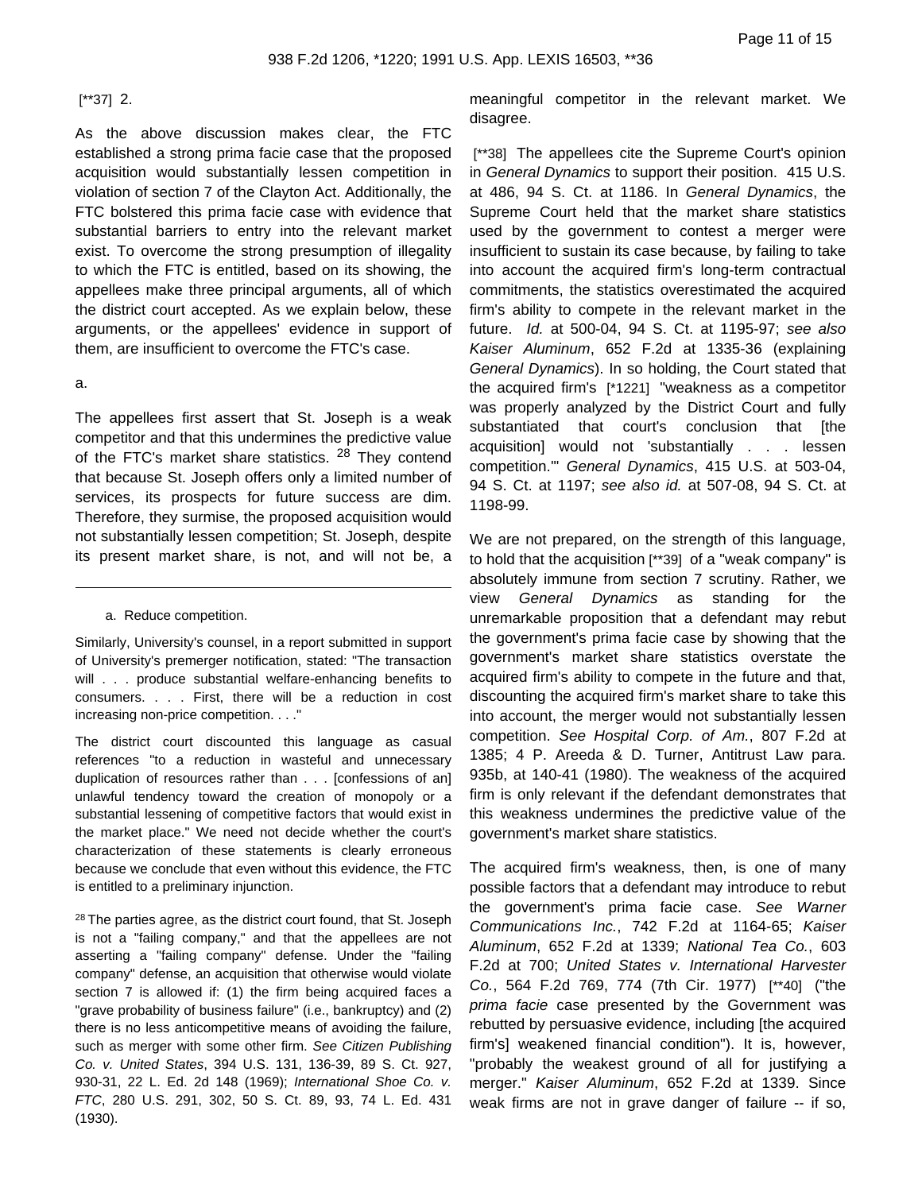[**37] 2.

As the above discussion makes clear, the FTC established a strong prima facie case that the proposed acquisition would substantially lessen competition in violation of section 7 of the Clayton Act. Additionally, the FTC bolstered this prima facie case with evidence that substantial barriers to entry into the relevant market exist. To overcome the strong presumption of illegality to which the FTC is entitled, based on its showing, the appellees make three principal arguments, all of which the district court accepted. As we explain below, these arguments, or the appellees' evidence in support of them, are insufficient to overcome the FTC's case.

a.

The appellees first assert that St. Joseph is a weak competitor and that this undermines the predictive value of the FTC's market share statistics. [28] They contend that because St. Joseph offers only a limited number of services, its prospects for future success are dim. Therefore, they surmise, the proposed acquisition would not substantially lessen competition; St. Joseph, despite its present market share, is not, and will not be, a meaningful competitor in the relevant market. We disagree.

[**38] The appellees cite the Supreme Court's opinion in *General Dynamics* to support their position. 415 U.S. at 486, 94 S. Ct. at 1186. In *General Dynamics*, the Supreme Court held that the market share statistics used by the government to contest a merger were insufficient to sustain its case because, by failing to take into account the acquired firm's long-term contractual commitments, the statistics overestimated the acquired firm's ability to compete in the relevant market in the future. *Id.* at 500-04, 94 S. Ct. at 1195-97; *see also Kaiser Aluminum*, 652 F.2d at 1335-36 (explaining *General Dynamics*). In so holding, the Court stated that the acquired firm's [*1221] "weakness as a competitor was properly analyzed by the District Court and fully substantiated that court's conclusion that [the acquisition] would not 'substantially . . . lessen competition.'" *General Dynamics*, 415 U.S. at 503-04, 94 S. Ct. at 1197; *see also id.* at 507-08, 94 S. Ct. at 1198-99.

We are not prepared, on the strength of this language, to hold that the acquisition [**39] of a "weak company" is absolutely immune from section 7 scrutiny. Rather, we view *General Dynamics* as standing for the unremarkable proposition that a defendant may rebut the government's prima facie case by showing that the government's market share statistics overstate the acquired firm's ability to compete in the future and that, discounting the acquired firm's market share to take this into account, the merger would not substantially lessen competition. *See Hospital Corp. of Am.*, 807 F.2d at 1385; 4 P. Areeda & D. Turner, Antitrust Law para. 935b, at 140-41 (1980). The weakness of the acquired firm is only relevant if the defendant demonstrates that this weakness undermines the predictive value of the government's market share statistics.

The acquired firm's weakness, then, is one of many possible factors that a defendant may introduce to rebut the government's prima facie case. *See Warner Communications Inc.*, 742 F.2d at 1164-65; *Kaiser Aluminum*, 652 F.2d at 1339; *National Tea Co.*, 603 F.2d at 700; *United States v. International Harvester Co.*, 564 F.2d 769, 774 (7th Cir. 1977) [**40] ("the *prima facie* case presented by the Government was rebutted by persuasive evidence, including [the acquired firm's] weakened financial condition"). It is, however, "probably the weakest ground of all for justifying a merger." *Kaiser Aluminum*, 652 F.2d at 1339. Since weak firms are not in grave danger of failure -- if so,

---

a. Reduce competition.

Similarly, University's counsel, in a report submitted in support of University's premerger notification, stated: "The transaction will . . . produce substantial welfare-enhancing benefits to consumers. . . . First, there will be a reduction in cost increasing non-price competition. . . ."

The district court discounted this language as casual references "to a reduction in wasteful and unnecessary duplication of resources rather than . . . [confessions of an] unlawful tendency toward the creation of monopoly or a substantial lessening of competitive factors that would exist in the market place." We need not decide whether the court's characterization of these statements is clearly erroneous because we conclude that even without this evidence, the FTC is entitled to a preliminary injunction.

[28] The parties agree, as the district court found, that St. Joseph is not a "failing company," and that the appellees are not asserting a "failing company" defense. Under the "failing company" defense, an acquisition that otherwise would violate section 7 is allowed if: (1) the firm being acquired faces a "grave probability of business failure" (i.e., bankruptcy) and (2) there is no less anticompetitive means of avoiding the failure, such as merger with some other firm. *See Citizen Publishing Co. v. United States*, 394 U.S. 131, 136-39, 89 S. Ct. 927, 930-31, 22 L. Ed. 2d 148 (1969); *International Shoe Co. v. FTC*, 280 U.S. 291, 302, 50 S. Ct. 89, 93, 74 L. Ed. 431 (1930).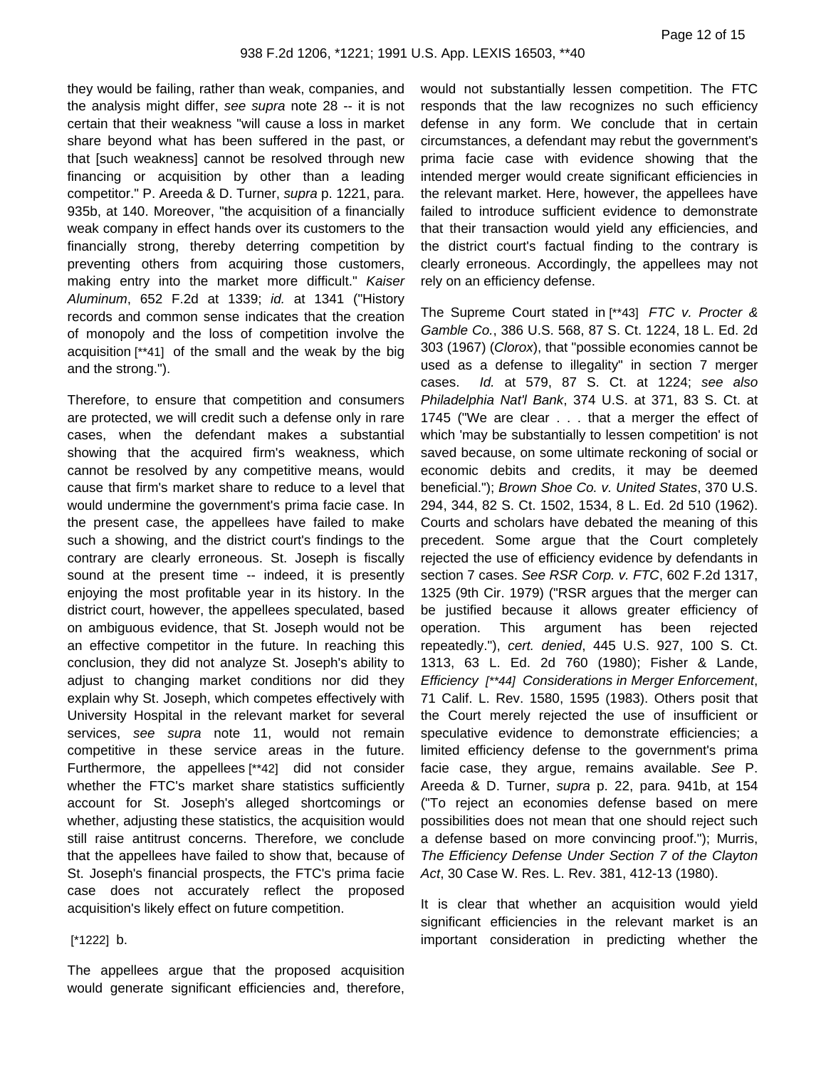they would be failing, rather than weak, companies, and the analysis might differ, *see supra* note 28 -- it is not certain that their weakness "will cause a loss in market share beyond what has been suffered in the past, or that [such weakness] cannot be resolved through new financing or acquisition by other than a leading competitor." P. Areeda & D. Turner, *supra* p. 1221, para. 935b, at 140. Moreover, "the acquisition of a financially weak company in effect hands over its customers to the financially strong, thereby deterring competition by preventing others from acquiring those customers, making entry into the market more difficult." *Kaiser Aluminum*, 652 F.2d at 1339; *id.* at 1341 ("History records and common sense indicates that the creation of monopoly and the loss of competition involve the acquisition [**41] of the small and the weak by the big and the strong.").

Therefore, to ensure that competition and consumers are protected, we will credit such a defense only in rare cases, when the defendant makes a substantial showing that the acquired firm's weakness, which cannot be resolved by any competitive means, would cause that firm's market share to reduce to a level that would undermine the government's prima facie case. In the present case, the appellees have failed to make such a showing, and the district court's findings to the contrary are clearly erroneous. St. Joseph is fiscally sound at the present time -- indeed, it is presently enjoying the most profitable year in its history. In the district court, however, the appellees speculated, based on ambiguous evidence, that St. Joseph would not be an effective competitor in the future. In reaching this conclusion, they did not analyze St. Joseph's ability to adjust to changing market conditions nor did they explain why St. Joseph, which competes effectively with University Hospital in the relevant market for several services, *see supra* note 11, would not remain competitive in these service areas in the future. Furthermore, the appellees [**42] did not consider whether the FTC's market share statistics sufficiently account for St. Joseph's alleged shortcomings or whether, adjusting these statistics, the acquisition would still raise antitrust concerns. Therefore, we conclude that the appellees have failed to show that, because of St. Joseph's financial prospects, the FTC's prima facie case does not accurately reflect the proposed acquisition's likely effect on future competition.

[*1222] b.

The appellees argue that the proposed acquisition would generate significant efficiencies and, therefore, would not substantially lessen competition. The FTC responds that the law recognizes no such efficiency defense in any form. We conclude that in certain circumstances, a defendant may rebut the government's prima facie case with evidence showing that the intended merger would create significant efficiencies in the relevant market. Here, however, the appellees have failed to introduce sufficient evidence to demonstrate that their transaction would yield any efficiencies, and the district court's factual finding to the contrary is clearly erroneous. Accordingly, the appellees may not rely on an efficiency defense.

The Supreme Court stated in [**43] *FTC v. Procter & Gamble Co.*, 386 U.S. 568, 87 S. Ct. 1224, 18 L. Ed. 2d 303 (1967) (*Clorox*), that "possible economies cannot be used as a defense to illegality" in section 7 merger cases. *Id.* at 579, 87 S. Ct. at 1224; *see also Philadelphia Nat'l Bank*, 374 U.S. at 371, 83 S. Ct. at 1745 ("We are clear . . . that a merger the effect of which 'may be substantially to lessen competition' is not saved because, on some ultimate reckoning of social or economic debits and credits, it may be deemed beneficial."); *Brown Shoe Co. v. United States*, 370 U.S. 294, 344, 82 S. Ct. 1502, 1534, 8 L. Ed. 2d 510 (1962). Courts and scholars have debated the meaning of this precedent. Some argue that the Court completely rejected the use of efficiency evidence by defendants in section 7 cases. *See RSR Corp. v. FTC*, 602 F.2d 1317, 1325 (9th Cir. 1979) ("RSR argues that the merger can be justified because it allows greater efficiency of operation. This argument has been rejected repeatedly."), *cert. denied*, 445 U.S. 927, 100 S. Ct. 1313, 63 L. Ed. 2d 760 (1980); Fisher & Lande, *Efficiency [**44] Considerations in Merger Enforcement*, 71 Calif. L. Rev. 1580, 1595 (1983). Others posit that the Court merely rejected the use of insufficient or speculative evidence to demonstrate efficiencies; a limited efficiency defense to the government's prima facie case, they argue, remains available. *See* P. Areeda & D. Turner, *supra* p. 22, para. 941b, at 154 ("To reject an economies defense based on mere possibilities does not mean that one should reject such a defense based on more convincing proof."); Murris, *The Efficiency Defense Under Section 7 of the Clayton Act*, 30 Case W. Res. L. Rev. 381, 412-13 (1980).

It is clear that whether an acquisition would yield significant efficiencies in the relevant market is an important consideration in predicting whether the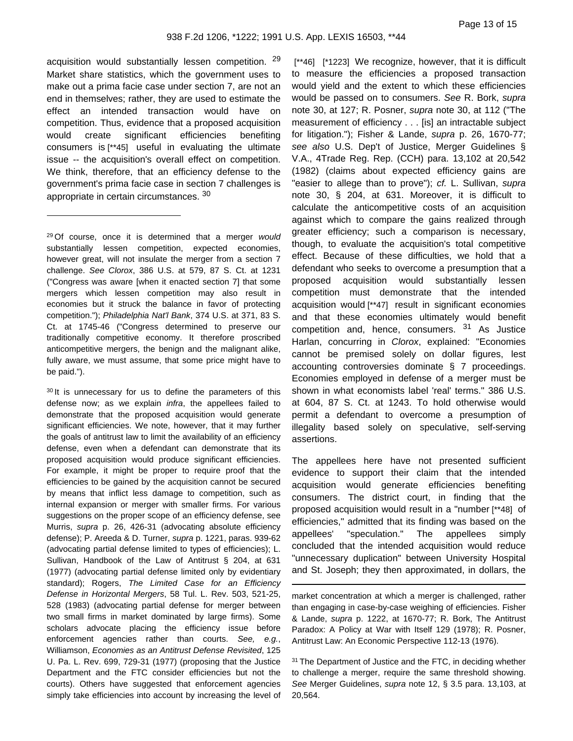acquisition would substantially lessen competition. [29] Market share statistics, which the government uses to make out a prima facie case under section 7, are not an end in themselves; rather, they are used to estimate the effect an intended transaction would have on competition. Thus, evidence that a proposed acquisition would create significant efficiencies benefiting consumers is [**45] useful in evaluating the ultimate issue -- the acquisition's overall effect on competition. We think, therefore, that an efficiency defense to the government's prima facie case in section 7 challenges is appropriate in certain circumstances. [30]

[**46] [*1223] We recognize, however, that it is difficult to measure the efficiencies a proposed transaction would yield and the extent to which these efficiencies would be passed on to consumers. *See* R. Bork, *supra* note 30, at 127; R. Posner, *supra* note 30, at 112 ("The measurement of efficiency . . . [is] an intractable subject for litigation."); Fisher & Lande, *supra* p. 26, 1670-77; *see also* U.S. Dep't of Justice, Merger Guidelines § V.A., 4Trade Reg. Rep. (CCH) para. 13,102 at 20,542 (1982) (claims about expected efficiency gains are "easier to allege than to prove"); *cf.* L. Sullivan, *supra* note 30, § 204, at 631. Moreover, it is difficult to calculate the anticompetitive costs of an acquisition against which to compare the gains realized through greater efficiency; such a comparison is necessary, though, to evaluate the acquisition's total competitive effect. Because of these difficulties, we hold that a defendant who seeks to overcome a presumption that a proposed acquisition would substantially lessen competition must demonstrate that the intended acquisition would [**47] result in significant economies and that these economies ultimately would benefit competition and, hence, consumers. [31] As Justice Harlan, concurring in *Clorox*, explained: "Economies cannot be premised solely on dollar figures, lest accounting controversies dominate § 7 proceedings. Economies employed in defense of a merger must be shown in what economists label 'real' terms." 386 U.S. at 604, 87 S. Ct. at 1243. To hold otherwise would permit a defendant to overcome a presumption of illegality based solely on speculative, self-serving assertions.

The appellees here have not presented sufficient evidence to support their claim that the intended acquisition would generate efficiencies benefiting consumers. The district court, in finding that the proposed acquisition would result in a "number [**48] of efficiencies," admitted that its finding was based on the appellees' "speculation." The appellees simply concluded that the intended acquisition would reduce "unnecessary duplication" between University Hospital and St. Joseph; they then approximated, in dollars, the

---

[29] Of course, once it is determined that a merger *would* substantially lessen competition, expected economies, however great, will not insulate the merger from a section 7 challenge. *See Clorox*, 386 U.S. at 579, 87 S. Ct. at 1231 ("Congress was aware [when it enacted section 7] that some mergers which lessen competition may also result in economies but it struck the balance in favor of protecting competition."); *Philadelphia Nat'l Bank*, 374 U.S. at 371, 83 S. Ct. at 1745-46 ("Congress determined to preserve our traditionally competitive economy. It therefore proscribed anticompetitive mergers, the benign and the malignant alike, fully aware, we must assume, that some price might have to be paid.").

[30] It is unnecessary for us to define the parameters of this defense now; as we explain *infra*, the appellees failed to demonstrate that the proposed acquisition would generate significant efficiencies. We note, however, that it may further the goals of antitrust law to limit the availability of an efficiency defense, even when a defendant can demonstrate that its proposed acquisition would produce significant efficiencies. For example, it might be proper to require proof that the efficiencies to be gained by the acquisition cannot be secured by means that inflict less damage to competition, such as internal expansion or merger with smaller firms. For various suggestions on the proper scope of an efficiency defense, see Murris, *supra* p. 26, 426-31 (advocating absolute efficiency defense); P. Areeda & D. Turner, *supra* p. 1221, paras. 939-62 (advocating partial defense limited to types of efficiencies); L. Sullivan, Handbook of the Law of Antitrust § 204, at 631 (1977) (advocating partial defense limited only by evidentiary standard); Rogers, *The Limited Case for an Efficiency Defense in Horizontal Mergers*, 58 Tul. L. Rev. 503, 521-25, 528 (1983) (advocating partial defense for merger between two small firms in market dominated by large firms). Some scholars advocate placing the efficiency issue before enforcement agencies rather than courts. *See, e.g.*, Williamson, *Economies as an Antitrust Defense Revisited*, 125 U. Pa. L. Rev. 699, 729-31 (1977) (proposing that the Justice Department and the FTC consider efficiencies but not the courts). Others have suggested that enforcement agencies simply take efficiencies into account by increasing the level of market concentration at which a merger is challenged, rather than engaging in case-by-case weighing of efficiencies. Fisher & Lande, *supra* p. 1222, at 1670-77; R. Bork, The Antitrust Paradox: A Policy at War with Itself 129 (1978); R. Posner, Antitrust Law: An Economic Perspective 112-13 (1976).

[31] The Department of Justice and the FTC, in deciding whether to challenge a merger, require the same threshold showing. *See* Merger Guidelines, *supra* note 12, § 3.5 para. 13,103, at 20,564.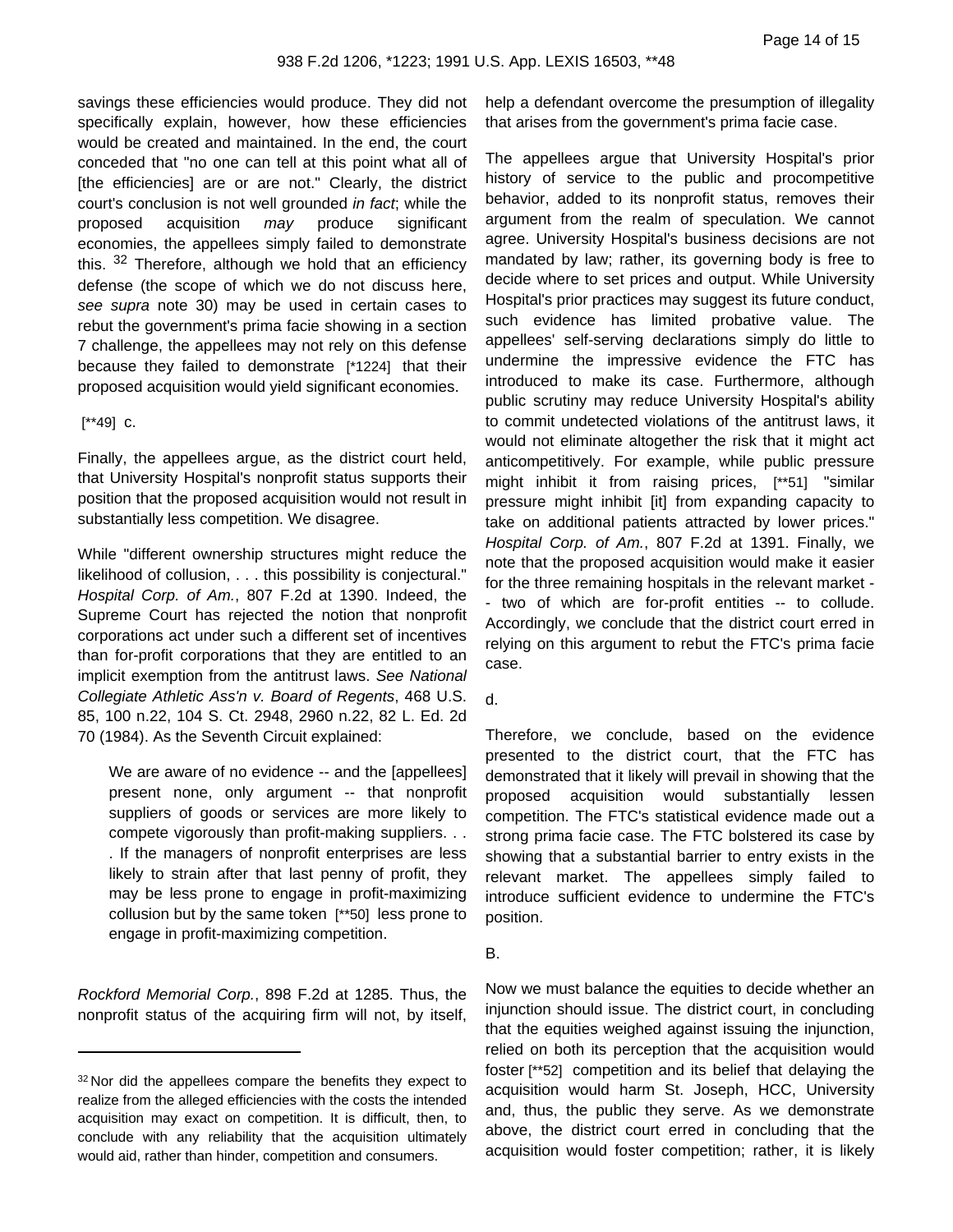savings these efficiencies would produce. They did not specifically explain, however, how these efficiencies would be created and maintained. In the end, the court conceded that "no one can tell at this point what all of [the efficiencies] are or are not." Clearly, the district court's conclusion is not well grounded *in fact*; while the proposed acquisition *may* produce significant economies, the appellees simply failed to demonstrate this. [32] Therefore, although we hold that an efficiency defense (the scope of which we do not discuss here, *see supra* note 30) may be used in certain cases to rebut the government's prima facie showing in a section 7 challenge, the appellees may not rely on this defense because they failed to demonstrate [*1224] that their proposed acquisition would yield significant economies.

[**49] c.

Finally, the appellees argue, as the district court held, that University Hospital's nonprofit status supports their position that the proposed acquisition would not result in substantially less competition. We disagree.

While "different ownership structures might reduce the likelihood of collusion, . . . this possibility is conjectural." *Hospital Corp. of Am.*, 807 F.2d at 1390. Indeed, the Supreme Court has rejected the notion that nonprofit corporations act under such a different set of incentives than for-profit corporations that they are entitled to an implicit exemption from the antitrust laws. *See National Collegiate Athletic Ass'n v. Board of Regents*, 468 U.S. 85, 100 n.22, 104 S. Ct. 2948, 2960 n.22, 82 L. Ed. 2d 70 (1984). As the Seventh Circuit explained:

> We are aware of no evidence -- and the [appellees] present none, only argument -- that nonprofit suppliers of goods or services are more likely to compete vigorously than profit-making suppliers. . . . If the managers of nonprofit enterprises are less likely to strain after that last penny of profit, they may be less prone to engage in profit-maximizing collusion but by the same token [**50] less prone to engage in profit-maximizing competition.

*Rockford Memorial Corp.*, 898 F.2d at 1285. Thus, the nonprofit status of the acquiring firm will not, by itself, help a defendant overcome the presumption of illegality that arises from the government's prima facie case.

The appellees argue that University Hospital's prior history of service to the public and procompetitive behavior, added to its nonprofit status, removes their argument from the realm of speculation. We cannot agree. University Hospital's business decisions are not mandated by law; rather, its governing body is free to decide where to set prices and output. While University Hospital's prior practices may suggest its future conduct, such evidence has limited probative value. The appellees' self-serving declarations simply do little to undermine the impressive evidence the FTC has introduced to make its case. Furthermore, although public scrutiny may reduce University Hospital's ability to commit undetected violations of the antitrust laws, it would not eliminate altogether the risk that it might act anticompetitively. For example, while public pressure might inhibit it from raising prices, [**51] "similar pressure might inhibit [it] from expanding capacity to take on additional patients attracted by lower prices." *Hospital Corp. of Am.*, 807 F.2d at 1391. Finally, we note that the proposed acquisition would make it easier for the three remaining hospitals in the relevant market -- two of which are for-profit entities -- to collude. Accordingly, we conclude that the district court erred in relying on this argument to rebut the FTC's prima facie case.

d.

Therefore, we conclude, based on the evidence presented to the district court, that the FTC has demonstrated that it likely will prevail in showing that the proposed acquisition would substantially lessen competition. The FTC's statistical evidence made out a strong prima facie case. The FTC bolstered its case by showing that a substantial barrier to entry exists in the relevant market. The appellees simply failed to introduce sufficient evidence to undermine the FTC's position.

B.

Now we must balance the equities to decide whether an injunction should issue. The district court, in concluding that the equities weighed against issuing the injunction, relied on both its perception that the acquisition would foster [**52] competition and its belief that delaying the acquisition would harm St. Joseph, HCC, University and, thus, the public they serve. As we demonstrate above, the district court erred in concluding that the acquisition would foster competition; rather, it is likely

---

[32] Nor did the appellees compare the benefits they expect to realize from the alleged efficiencies with the costs the intended acquisition may exact on competition. It is difficult, then, to conclude with any reliability that the acquisition ultimately would aid, rather than hinder, competition and consumers.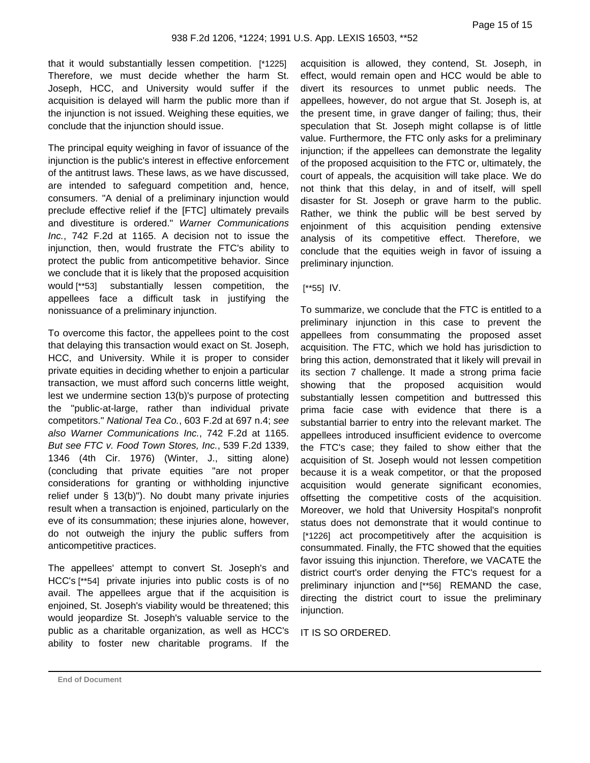that it would substantially lessen competition. [*1225] Therefore, we must decide whether the harm St. Joseph, HCC, and University would suffer if the acquisition is delayed will harm the public more than if the injunction is not issued. Weighing these equities, we conclude that the injunction should issue.

The principal equity weighing in favor of issuance of the injunction is the public's interest in effective enforcement of the antitrust laws. These laws, as we have discussed, are intended to safeguard competition and, hence, consumers. "A denial of a preliminary injunction would preclude effective relief if the [FTC] ultimately prevails and divestiture is ordered." *Warner Communications Inc.*, 742 F.2d at 1165. A decision not to issue the injunction, then, would frustrate the FTC's ability to protect the public from anticompetitive behavior. Since we conclude that it is likely that the proposed acquisition would [**53] substantially lessen competition, the appellees face a difficult task in justifying the nonissuance of a preliminary injunction.

To overcome this factor, the appellees point to the cost that delaying this transaction would exact on St. Joseph, HCC, and University. While it is proper to consider private equities in deciding whether to enjoin a particular transaction, we must afford such concerns little weight, lest we undermine section 13(b)'s purpose of protecting the "public-at-large, rather than individual private competitors." *National Tea Co.*, 603 F.2d at 697 n.4; *see also Warner Communications Inc.*, 742 F.2d at 1165. *But see FTC v. Food Town Stores, Inc.*, 539 F.2d 1339, 1346 (4th Cir. 1976) (Winter, J., sitting alone) (concluding that private equities "are not proper considerations for granting or withholding injunctive relief under § 13(b)"). No doubt many private injuries result when a transaction is enjoined, particularly on the eve of its consummation; these injuries alone, however, do not outweigh the injury the public suffers from anticompetitive practices.

The appellees' attempt to convert St. Joseph's and HCC's [**54] private injuries into public costs is of no avail. The appellees argue that if the acquisition is enjoined, St. Joseph's viability would be threatened; this would jeopardize St. Joseph's valuable service to the public as a charitable organization, as well as HCC's ability to foster new charitable programs. If the acquisition is allowed, they contend, St. Joseph, in effect, would remain open and HCC would be able to divert its resources to unmet public needs. The appellees, however, do not argue that St. Joseph is, at the present time, in grave danger of failing; thus, their speculation that St. Joseph might collapse is of little value. Furthermore, the FTC only asks for a preliminary injunction; if the appellees can demonstrate the legality of the proposed acquisition to the FTC or, ultimately, the court of appeals, the acquisition will take place. We do not think that this delay, in and of itself, will spell disaster for St. Joseph or grave harm to the public. Rather, we think the public will be best served by enjoinment of this acquisition pending extensive analysis of its competitive effect. Therefore, we conclude that the equities weigh in favor of issuing a preliminary injunction.

[**55] IV.

To summarize, we conclude that the FTC is entitled to a preliminary injunction in this case to prevent the appellees from consummating the proposed asset acquisition. The FTC, which we hold has jurisdiction to bring this action, demonstrated that it likely will prevail in its section 7 challenge. It made a strong prima facie showing that the proposed acquisition would substantially lessen competition and buttressed this prima facie case with evidence that there is a substantial barrier to entry into the relevant market. The appellees introduced insufficient evidence to overcome the FTC's case; they failed to show either that the acquisition of St. Joseph would not lessen competition because it is a weak competitor, or that the proposed acquisition would generate significant economies, offsetting the competitive costs of the acquisition. Moreover, we hold that University Hospital's nonprofit status does not demonstrate that it would continue to [*1226] act procompetitively after the acquisition is consummated. Finally, the FTC showed that the equities favor issuing this injunction. Therefore, we VACATE the district court's order denying the FTC's request for a preliminary injunction and [**56] REMAND the case, directing the district court to issue the preliminary injunction.

IT IS SO ORDERED.

**End of Document**